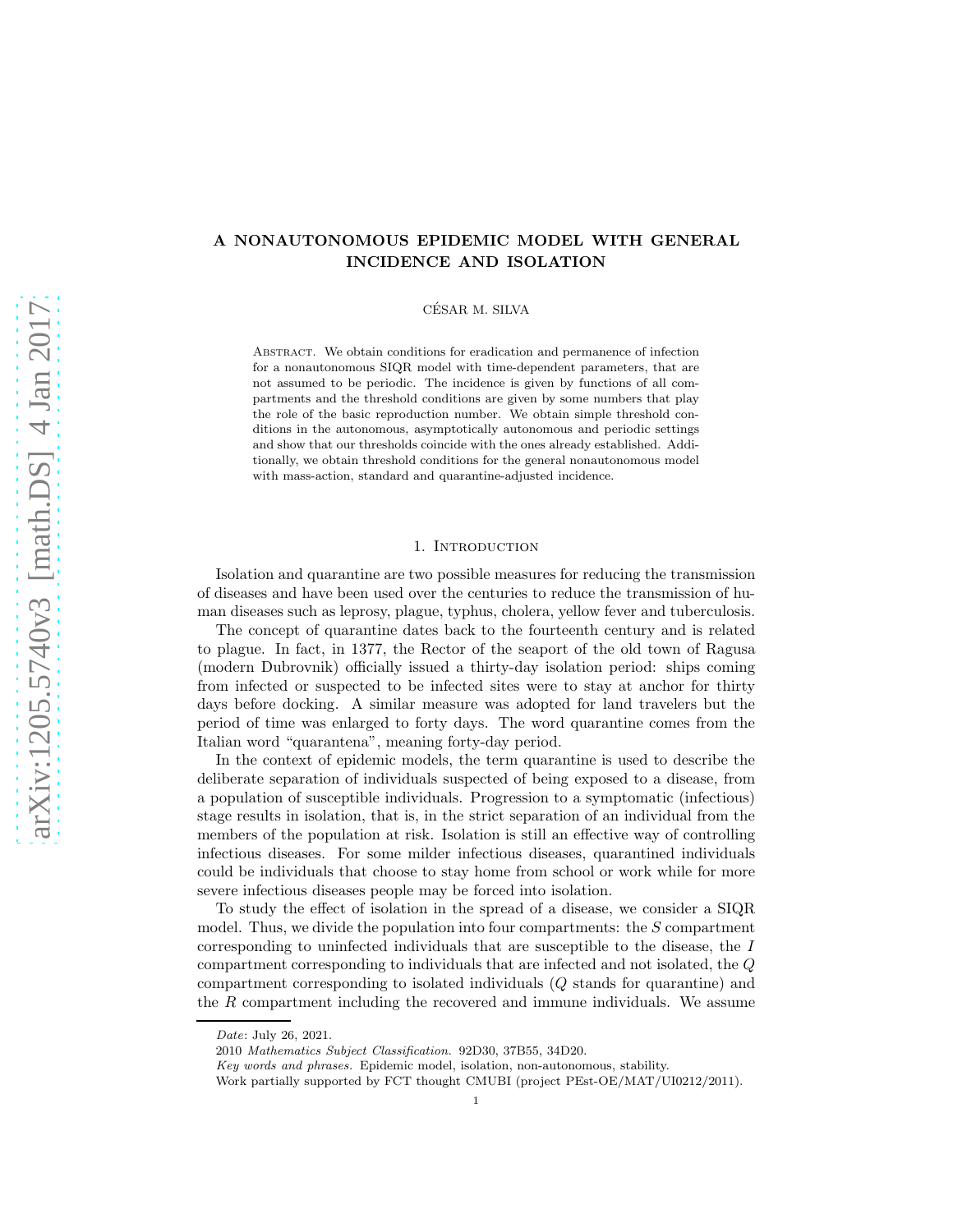# A NONAUTONOMOUS EPIDEMIC MODEL WITH GENERAL INCIDENCE AND ISOLATION

CÉSAR M. SILVA

Abstract. We obtain conditions for eradication and permanence of infection for a nonautonomous SIQR model with time-dependent parameters, that are not assumed to be periodic. The incidence is given by functions of all compartments and the threshold conditions are given by some numbers that play the role of the basic reproduction number. We obtain simple threshold conditions in the autonomous, asymptotically autonomous and periodic settings and show that our thresholds coincide with the ones already established. Additionally, we obtain threshold conditions for the general nonautonomous model with mass-action, standard and quarantine-adjusted incidence.

## 1. Introduction

Isolation and quarantine are two possible measures for reducing the transmission of diseases and have been used over the centuries to reduce the transmission of human diseases such as leprosy, plague, typhus, cholera, yellow fever and tuberculosis.

The concept of quarantine dates back to the fourteenth century and is related to plague. In fact, in 1377, the Rector of the seaport of the old town of Ragusa (modern Dubrovnik) officially issued a thirty-day isolation period: ships coming from infected or suspected to be infected sites were to stay at anchor for thirty days before docking. A similar measure was adopted for land travelers but the period of time was enlarged to forty days. The word quarantine comes from the Italian word "quarantena", meaning forty-day period.

In the context of epidemic models, the term quarantine is used to describe the deliberate separation of individuals suspected of being exposed to a disease, from a population of susceptible individuals. Progression to a symptomatic (infectious) stage results in isolation, that is, in the strict separation of an individual from the members of the population at risk. Isolation is still an effective way of controlling infectious diseases. For some milder infectious diseases, quarantined individuals could be individuals that choose to stay home from school or work while for more severe infectious diseases people may be forced into isolation.

To study the effect of isolation in the spread of a disease, we consider a SIQR model. Thus, we divide the population into four compartments: the $S$ compartment corresponding to uninfected individuals that are susceptible to the disease, the $I$ compartment corresponding to individuals that are infected and not isolated, the $Q$ compartment corresponding to isolated individuals ($Q$ stands for quarantine) and the $R$ compartment including the recovered and immune individuals. We assume

*Date*: July 26, 2021.

2010 *Mathematics Subject Classification.* 92D30, 37B55, 34D20.

*Key words and phrases.* Epidemic model, isolation, non-autonomous, stability.

Work partially supported by FCT thought CMUBI (project PEst-OE/MAT/UI0212/2011).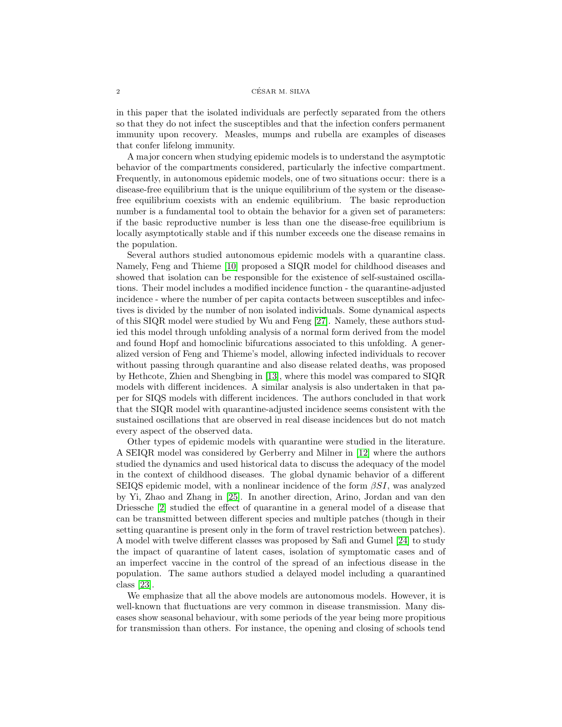in this paper that the isolated individuals are perfectly separated from the others so that they do not infect the susceptibles and that the infection confers permanent immunity upon recovery. Measles, mumps and rubella are examples of diseases that confer lifelong immunity.

A major concern when studying epidemic models is to understand the asymptotic behavior of the compartments considered, particularly the infective compartment. Frequently, in autonomous epidemic models, one of two situations occur: there is a disease-free equilibrium that is the unique equilibrium of the system or the disease-free equilibrium coexists with an endemic equilibrium. The basic reproduction number is a fundamental tool to obtain the behavior for a given set of parameters: if the basic reproductive number is less than one the disease-free equilibrium is locally asymptotically stable and if this number exceeds one the disease remains in the population.

Several authors studied autonomous epidemic models with a quarantine class. Namely, Feng and Thieme [10] proposed a SIQR model for childhood diseases and showed that isolation can be responsible for the existence of self-sustained oscillations. Their model includes a modified incidence function - the quarantine-adjusted incidence - where the number of per capita contacts between susceptibles and infectives is divided by the number of non isolated individuals. Some dynamical aspects of this SIQR model were studied by Wu and Feng [27]. Namely, these authors studied this model through unfolding analysis of a normal form derived from the model and found Hopf and homoclinic bifurcations associated to this unfolding. A generalized version of Feng and Thieme's model, allowing infected individuals to recover without passing through quarantine and also disease related deaths, was proposed by Hethcote, Zhien and Shengbing in [13], where this model was compared to SIQR models with different incidences. A similar analysis is also undertaken in that paper for SIQS models with different incidences. The authors concluded in that work that the SIQR model with quarantine-adjusted incidence seems consistent with the sustained oscillations that are observed in real disease incidences but do not match every aspect of the observed data.

Other types of epidemic models with quarantine were studied in the literature. A SEIQR model was considered by Gerberry and Milner in [12] where the authors studied the dynamics and used historical data to discuss the adequacy of the model in the context of childhood diseases. The global dynamic behavior of a different SEIQS epidemic model, with a nonlinear incidence of the form $\beta SI$, was analyzed by Yi, Zhao and Zhang in [25]. In another direction, Arino, Jordan and van den Driessche [2] studied the effect of quarantine in a general model of a disease that can be transmitted between different species and multiple patches (though in their setting quarantine is present only in the form of travel restriction between patches). A model with twelve different classes was proposed by Safi and Gumel [24] to study the impact of quarantine of latent cases, isolation of symptomatic cases and of an imperfect vaccine in the control of the spread of an infectious disease in the population. The same authors studied a delayed model including a quarantined class [23].

We emphasize that all the above models are autonomous models. However, it is well-known that fluctuations are very common in disease transmission. Many diseases show seasonal behaviour, with some periods of the year being more propitious for transmission than others. For instance, the opening and closing of schools tend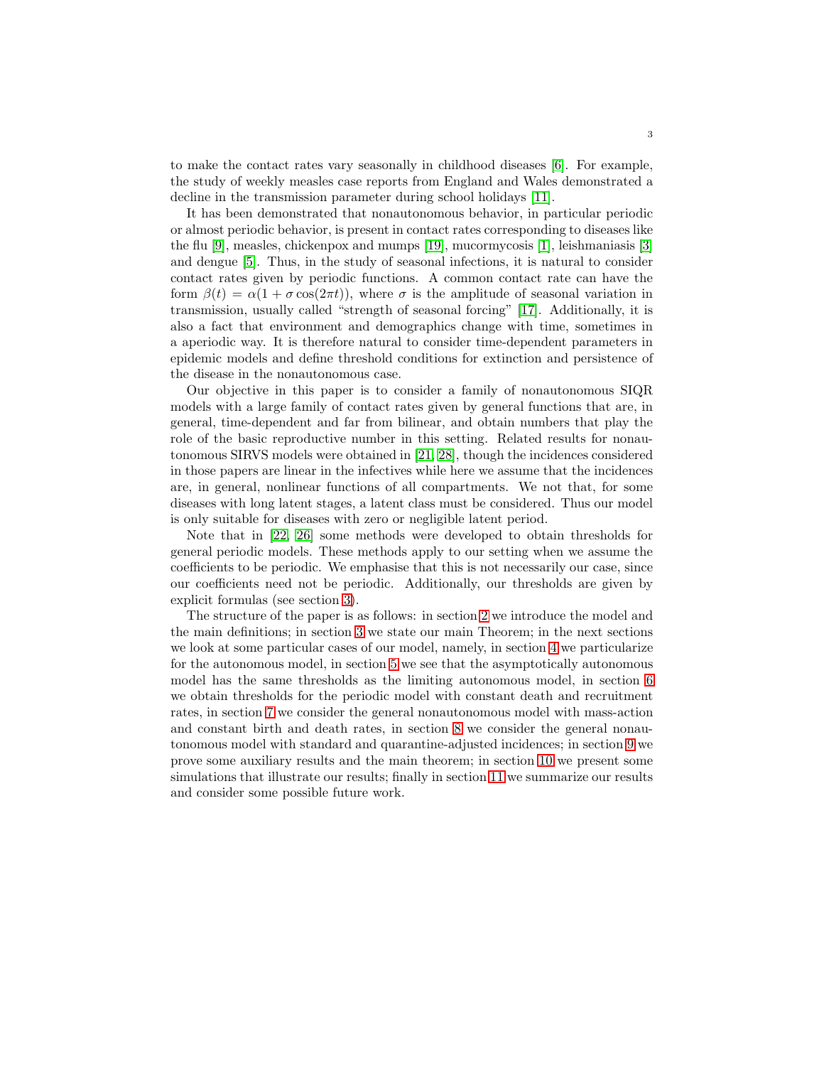to make the contact rates vary seasonally in childhood diseases [6]. For example, the study of weekly measles case reports from England and Wales demonstrated a decline in the transmission parameter during school holidays [11].

It has been demonstrated that nonautonomous behavior, in particular periodic or almost periodic behavior, is present in contact rates corresponding to diseases like the flu [9], measles, chickenpox and mumps [19], mucormycosis [1], leishmaniasis [3] and dengue [5]. Thus, in the study of seasonal infections, it is natural to consider contact rates given by periodic functions. A common contact rate can have the form $\beta(t) = \alpha(1 + \sigma \cos(2\pi t))$, where $\sigma$ is the amplitude of seasonal variation in transmission, usually called "strength of seasonal forcing" [17]. Additionally, it is also a fact that environment and demographics change with time, sometimes in a aperiodic way. It is therefore natural to consider time-dependent parameters in epidemic models and define threshold conditions for extinction and persistence of the disease in the nonautonomous case.

Our objective in this paper is to consider a family of nonautonomous SIQR models with a large family of contact rates given by general functions that are, in general, time-dependent and far from bilinear, and obtain numbers that play the role of the basic reproductive number in this setting. Related results for nonautonomous SIRVS models were obtained in [21, 28], though the incidences considered in those papers are linear in the infectives while here we assume that the incidences are, in general, nonlinear functions of all compartments. We not that, for some diseases with long latent stages, a latent class must be considered. Thus our model is only suitable for diseases with zero or negligible latent period.

Note that in [22, 26] some methods were developed to obtain thresholds for general periodic models. These methods apply to our setting when we assume the coefficients to be periodic. We emphasise that this is not necessarily our case, since our coefficients need not be periodic. Additionally, our thresholds are given by explicit formulas (see section 3).

The structure of the paper is as follows: in section 2 we introduce the model and the main definitions; in section 3 we state our main Theorem; in the next sections we look at some particular cases of our model, namely, in section 4 we particularize for the autonomous model, in section 5 we see that the asymptotically autonomous model has the same thresholds as the limiting autonomous model, in section 6 we obtain thresholds for the periodic model with constant death and recruitment rates, in section 7 we consider the general nonautonomous model with mass-action and constant birth and death rates, in section 8 we consider the general nonautonomous model with standard and quarantine-adjusted incidences; in section 9 we prove some auxiliary results and the main theorem; in section 10 we present some simulations that illustrate our results; finally in section 11 we summarize our results and consider some possible future work.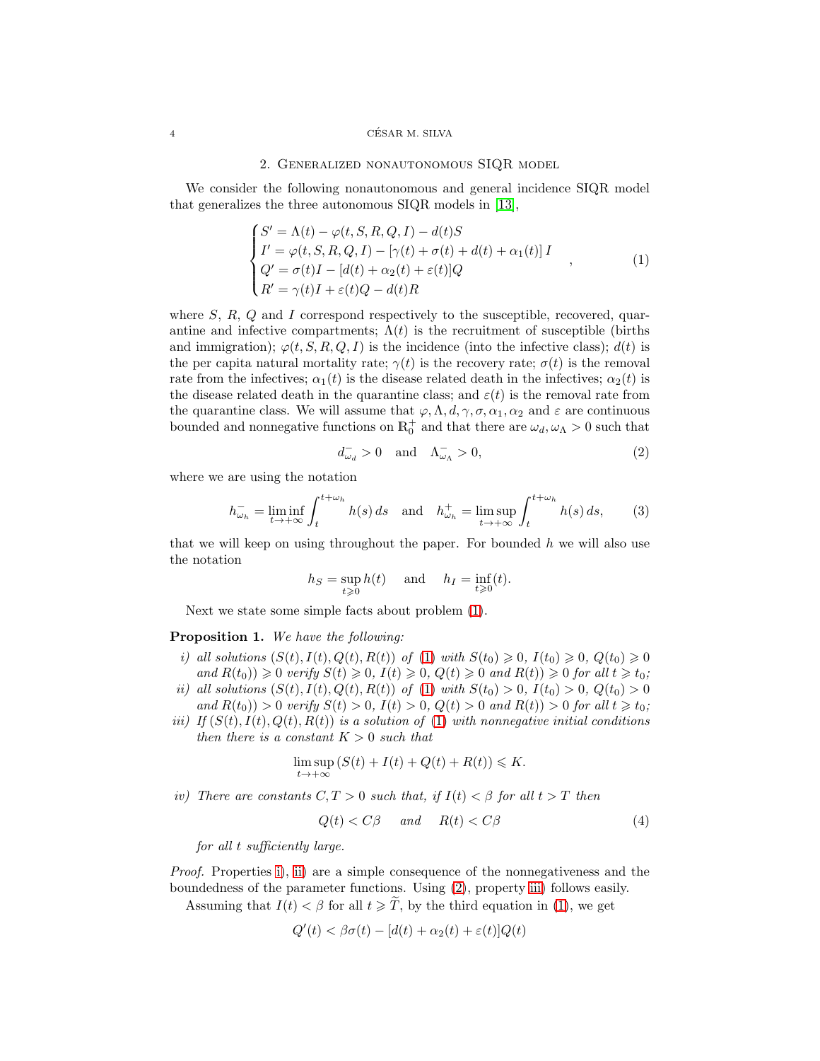## 2. Generalized nonautonomous SIQR model

We consider the following nonautonomous and general incidence SIQR model that generalizes the three autonomous SIQR models in [13],

$$
\begin{cases}
S' = \Lambda(t) - \varphi(t, S, R, Q, I) - d(t)S \\
I' = \varphi(t, S, R, Q, I) - \left[\gamma(t) + \sigma(t) + d(t) + \alpha_1(t)\right] I \\
Q' = \sigma(t)I - [d(t) + \alpha_2(t) + \varepsilon(t)]Q \\
R' = \gamma(t)I + \varepsilon(t)Q - d(t)R
\end{cases}, \tag{1}
$$

where $S$, $R$, $Q$ and $I$ correspond respectively to the susceptible, recovered, quarantine and infective compartments; $\Lambda(t)$ is the recruitment of susceptible (births and immigration); $\varphi(t, S, R, Q, I)$ is the incidence (into the infective class); $d(t)$ is the per capita natural mortality rate; $\gamma(t)$ is the recovery rate; $\sigma(t)$ is the removal rate from the infectives; $\alpha_1(t)$ is the disease related death in the infectives; $\alpha_2(t)$ is the disease related death in the quarantine class; and $\varepsilon(t)$ is the removal rate from the quarantine class. We will assume that $\varphi, \Lambda, d, \gamma, \sigma, \alpha_1, \alpha_2$ and $\varepsilon$ are continuous bounded and nonnegative functions on $\mathbb{R}_0^+$ and that there are $\omega_d, \omega_\Lambda > 0$ such that

$$
d^-_{\omega_d} > 0 \quad \text{and} \quad \Lambda^-_{\omega_\Lambda} > 0, \tag{2}
$$

where we are using the notation

$$
h^-_{\omega_h} = \liminf_{t \to +\infty} \int_t^{t+\omega_h} h(s)\, ds \quad \text{and} \quad h^+_{\omega_h} = \limsup_{t \to +\infty} \int_t^{t+\omega_h} h(s)\, ds, \tag{3}
$$

that we will keep on using throughout the paper. For bounded $h$ we will also use the notation

$$
h_S = \sup_{t \geqslant 0} h(t) \quad \text{and} \quad h_I = \inf_{t \geqslant 0}(t).
$$

Next we state some simple facts about problem (1).

**Proposition 1.** *We have the following:*

*i) all solutions $(S(t), I(t), Q(t), R(t))$ of (1) with $S(t_0) \geqslant 0$, $I(t_0) \geqslant 0$, $Q(t_0) \geqslant 0$ and $R(t_0)) \geqslant 0$ verify $S(t) \geqslant 0$, $I(t) \geqslant 0$, $Q(t) \geqslant 0$ and $R(t)) \geqslant 0$ for all $t \geqslant t_0$;*

*ii) all solutions $(S(t), I(t), Q(t), R(t))$ of (1) with $S(t_0) > 0$, $I(t_0) > 0$, $Q(t_0) > 0$ and $R(t_0)) > 0$ verify $S(t) > 0$, $I(t) > 0$, $Q(t) > 0$ and $R(t)) > 0$ for all $t \geqslant t_0$;*

*iii) If $(S(t), I(t), Q(t), R(t))$ is a solution of (1) with nonnegative initial conditions then there is a constant $K > 0$ such that*

$$
\limsup_{t \to +\infty} (S(t) + I(t) + Q(t) + R(t)) \leqslant K.
$$

*iv) There are constants $C, T > 0$ such that, if $I(t) < \beta$ for all $t > T$ then*

$$
Q(t) < C\beta \quad \text{and} \quad R(t) < C\beta \tag{4}
$$

*for all $t$ sufficiently large.*

*Proof.* Properties i), ii) are a simple consequence of the nonnegativeness and the boundedness of the parameter functions. Using (2), property iii) follows easily.

Assuming that $I(t) < \beta$ for all $t \geqslant \widetilde{T}$, by the third equation in (1), we get

$$
Q'(t) < \beta\sigma(t) - [d(t) + \alpha_2(t) + \varepsilon(t)]Q(t)
$$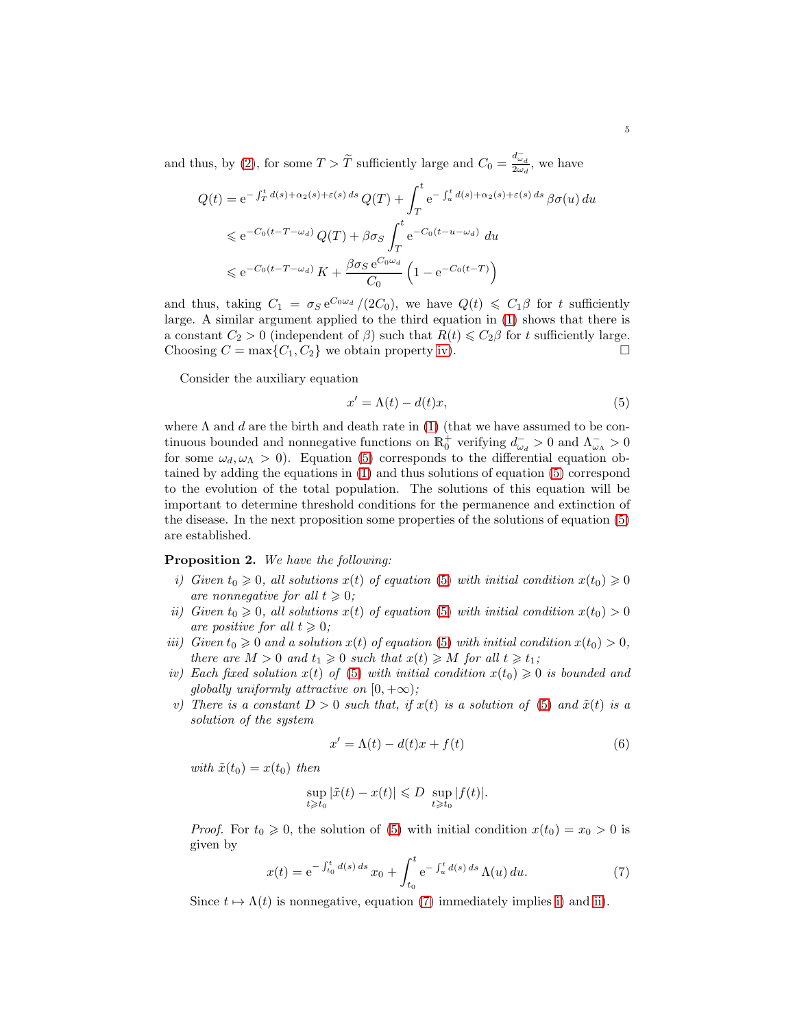and thus, by (2), for some $T > \widetilde{T}$ sufficiently large and $C_0 = \frac{d^-_{\omega_d}}{2\omega_d}$, we have

$$
\begin{aligned}
Q(t) &= \mathrm{e}^{-\int_T^t d(s)+\alpha_2(s)+\varepsilon(s)\,ds}\, Q(T) + \int_T^t \mathrm{e}^{-\int_u^t d(s)+\alpha_2(s)+\varepsilon(s)\,ds}\, \beta\sigma(u)\,du \\
&\leqslant \mathrm{e}^{-C_0(t-T-\omega_d)}\, Q(T) + \beta\sigma_S \int_T^t \mathrm{e}^{-C_0(t-u-\omega_d)}\,du \\
&\leqslant \mathrm{e}^{-C_0(t-T-\omega_d)}\, K + \frac{\beta\sigma_S\,\mathrm{e}^{C_0\omega_d}}{C_0}\left(1-\mathrm{e}^{-C_0(t-T)}\right)
\end{aligned}
$$

and thus, taking $C_1 = \sigma_S\,\mathrm{e}^{C_0\omega_d}/(2C_0)$, we have $Q(t) \leqslant C_1\beta$ for $t$ sufficiently large. A similar argument applied to the third equation in (1) shows that there is a constant $C_2 > 0$ (independent of $\beta$) such that $R(t) \leqslant C_2\beta$ for $t$ sufficiently large. Choosing $C = \max\{C_1, C_2\}$ we obtain property iv). □

Consider the auxiliary equation

$$
x' = \Lambda(t) - d(t)x, \tag{5}
$$

where $\Lambda$ and $d$ are the birth and death rate in (1) (that we have assumed to be continuous bounded and nonnegative functions on $\mathbb{R}_0^+$ verifying $d^-_{\omega_d} > 0$ and $\Lambda^-_{\omega_\Lambda} > 0$ for some $\omega_d, \omega_\Lambda > 0$). Equation (5) corresponds to the differential equation obtained by adding the equations in (1) and thus solutions of equation (5) correspond to the evolution of the total population. The solutions of this equation will be important to determine threshold conditions for the permanence and extinction of the disease. In the next proposition some properties of the solutions of equation (5) are established.

**Proposition 2.** *We have the following:*

*i) Given $t_0 \geqslant 0$, all solutions $x(t)$ of equation (5) with initial condition $x(t_0) \geqslant 0$ are nonnegative for all $t \geqslant 0$;*

*ii) Given $t_0 \geqslant 0$, all solutions $x(t)$ of equation (5) with initial condition $x(t_0) > 0$ are positive for all $t \geqslant 0$;*

*iii) Given $t_0 \geqslant 0$ and a solution $x(t)$ of equation (5) with initial condition $x(t_0) > 0$, there are $M > 0$ and $t_1 \geqslant 0$ such that $x(t) \geqslant M$ for all $t \geqslant t_1$;*

*iv) Each fixed solution $x(t)$ of (5) with initial condition $x(t_0) \geqslant 0$ is bounded and globally uniformly attractive on $[0, +\infty)$;*

*v) There is a constant $D > 0$ such that, if $x(t)$ is a solution of (5) and $\tilde{x}(t)$ is a solution of the system*

$$
x' = \Lambda(t) - d(t)x + f(t) \tag{6}
$$

*with $\tilde{x}(t_0) = x(t_0)$ then*

$$
\sup_{t \geqslant t_0} |\tilde{x}(t) - x(t)| \leqslant D \sup_{t \geqslant t_0} |f(t)|.
$$

*Proof.* For $t_0 \geqslant 0$, the solution of (5) with initial condition $x(t_0) = x_0 > 0$ is given by

$$
x(t) = \mathrm{e}^{-\int_{t_0}^t d(s)\,ds}\, x_0 + \int_{t_0}^t \mathrm{e}^{-\int_u^t d(s)\,ds}\, \Lambda(u)\,du. \tag{7}
$$

Since $t \mapsto \Lambda(t)$ is nonnegative, equation (7) immediately implies i) and ii).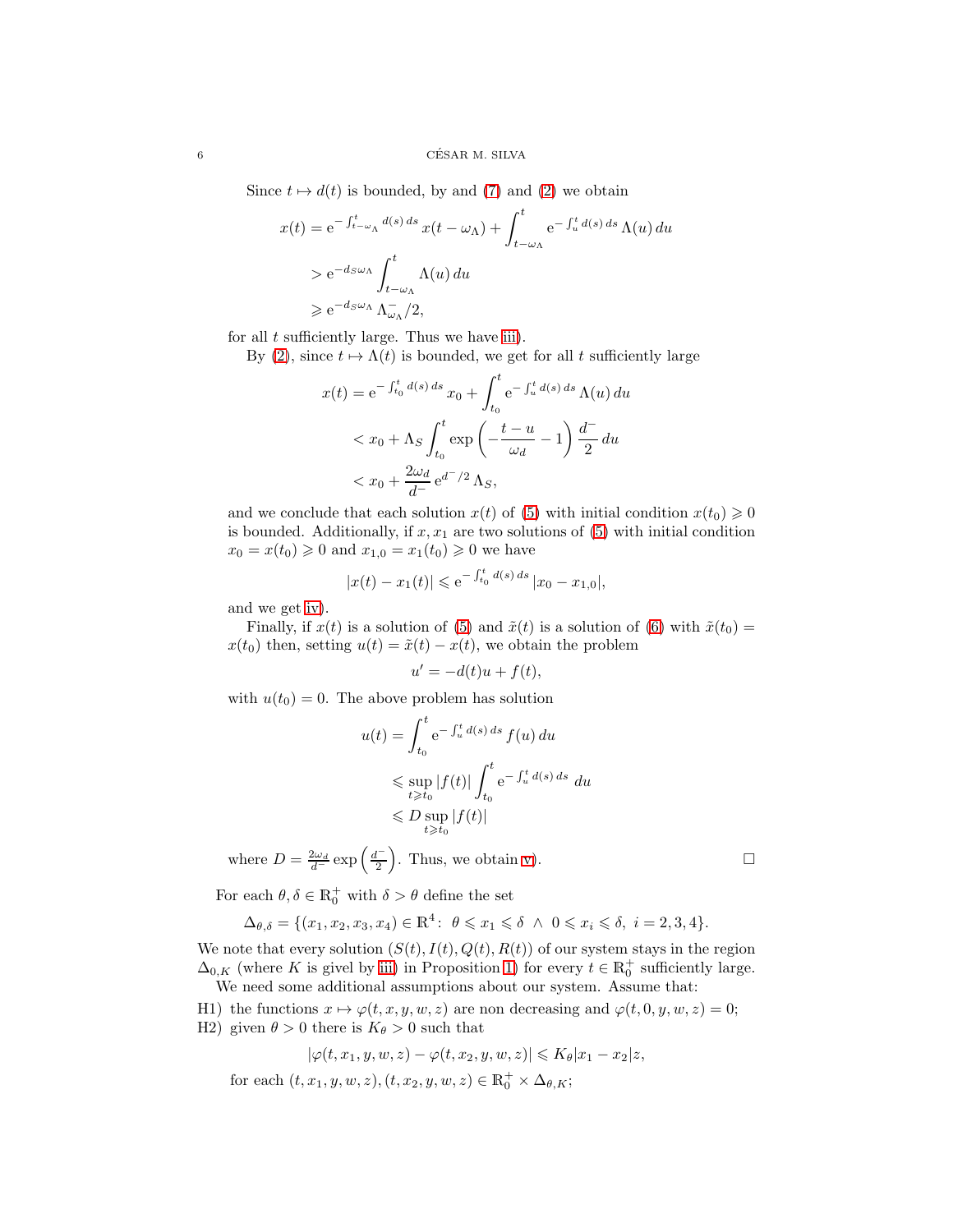Since $t \mapsto d(t)$ is bounded, by and (7) and (2) we obtain

$$
\begin{aligned}
x(t) &= \mathrm{e}^{-\int_{t-\omega_\Lambda}^t d(s)\,ds}\, x(t-\omega_\Lambda) + \int_{t-\omega_\Lambda}^t \mathrm{e}^{-\int_u^t d(s)\,ds}\, \Lambda(u)\,du \\
&> \mathrm{e}^{-d_S \omega_\Lambda} \int_{t-\omega_\Lambda}^t \Lambda(u)\,du \\
&\geqslant \mathrm{e}^{-d_S \omega_\Lambda}\, \Lambda^-_{\omega_\Lambda}/2,
\end{aligned}
$$

for all $t$ sufficiently large. Thus we have iii).

By (2), since $t \mapsto \Lambda(t)$ is bounded, we get for all $t$ sufficiently large

$$
\begin{aligned}
x(t) &= \mathrm{e}^{-\int_{t_0}^t d(s)\,ds}\, x_0 + \int_{t_0}^t \mathrm{e}^{-\int_u^t d(s)\,ds}\, \Lambda(u)\,du \\
&< x_0 + \Lambda_S \int_{t_0}^t \exp\left(-\frac{t-u}{\omega_d} - 1\right) \frac{d^-}{2}\,du \\
&< x_0 + \frac{2\omega_d}{d^-}\,\mathrm{e}^{d^-/2}\,\Lambda_S,
\end{aligned}
$$

and we conclude that each solution $x(t)$ of (5) with initial condition $x(t_0) \geqslant 0$ is bounded. Additionally, if $x, x_1$ are two solutions of (5) with initial condition $x_0 = x(t_0) \geqslant 0$ and $x_{1,0} = x_1(t_0) \geqslant 0$ we have

$$
|x(t) - x_1(t)| \leqslant \mathrm{e}^{-\int_{t_0}^t d(s)\,ds}\, |x_0 - x_{1,0}|,
$$

and we get iv).

Finally, if $x(t)$ is a solution of (5) and $\tilde{x}(t)$ is a solution of (6) with $\tilde{x}(t_0) = x(t_0)$ then, setting $u(t) = \tilde{x}(t) - x(t)$, we obtain the problem

$$
u' = -d(t)u + f(t),
$$

with $u(t_0) = 0$. The above problem has solution

$$
\begin{aligned}
u(t) &= \int_{t_0}^t \mathrm{e}^{-\int_u^t d(s)\,ds}\, f(u)\,du \\
&\leqslant \sup_{t \geqslant t_0} |f(t)| \int_{t_0}^t \mathrm{e}^{-\int_u^t d(s)\,ds}\,du \\
&\leqslant D \sup_{t \geqslant t_0} |f(t)|
\end{aligned}
$$

where $D = \frac{2\omega_d}{d^-} \exp\left(\frac{d^-}{2}\right)$. Thus, we obtain v). $\square$

For each $\theta, \delta \in \mathbb{R}_0^+$ with $\delta > \theta$ define the set

$$
\Delta_{\theta,\delta} = \{(x_1, x_2, x_3, x_4) \in \mathbb{R}^4 :\ \theta \leqslant x_1 \leqslant \delta \ \wedge\ 0 \leqslant x_i \leqslant \delta,\ i = 2, 3, 4\}.
$$

We note that every solution $(S(t), I(t), Q(t), R(t))$ of our system stays in the region $\Delta_{0,K}$ (where $K$ is givel by iii) in Proposition 1) for every $t \in \mathbb{R}_0^+$ sufficiently large.

We need some additional assumptions about our system. Assume that:

H1) the functions $x \mapsto \varphi(t, x, y, w, z)$ are non decreasing and $\varphi(t, 0, y, w, z) = 0$;

H2) given $\theta > 0$ there is $K_\theta > 0$ such that

$$
|\varphi(t, x_1, y, w, z) - \varphi(t, x_2, y, w, z)| \leqslant K_\theta |x_1 - x_2| z,
$$

for each $(t, x_1, y, w, z), (t, x_2, y, w, z) \in \mathbb{R}_0^+ \times \Delta_{\theta,K}$;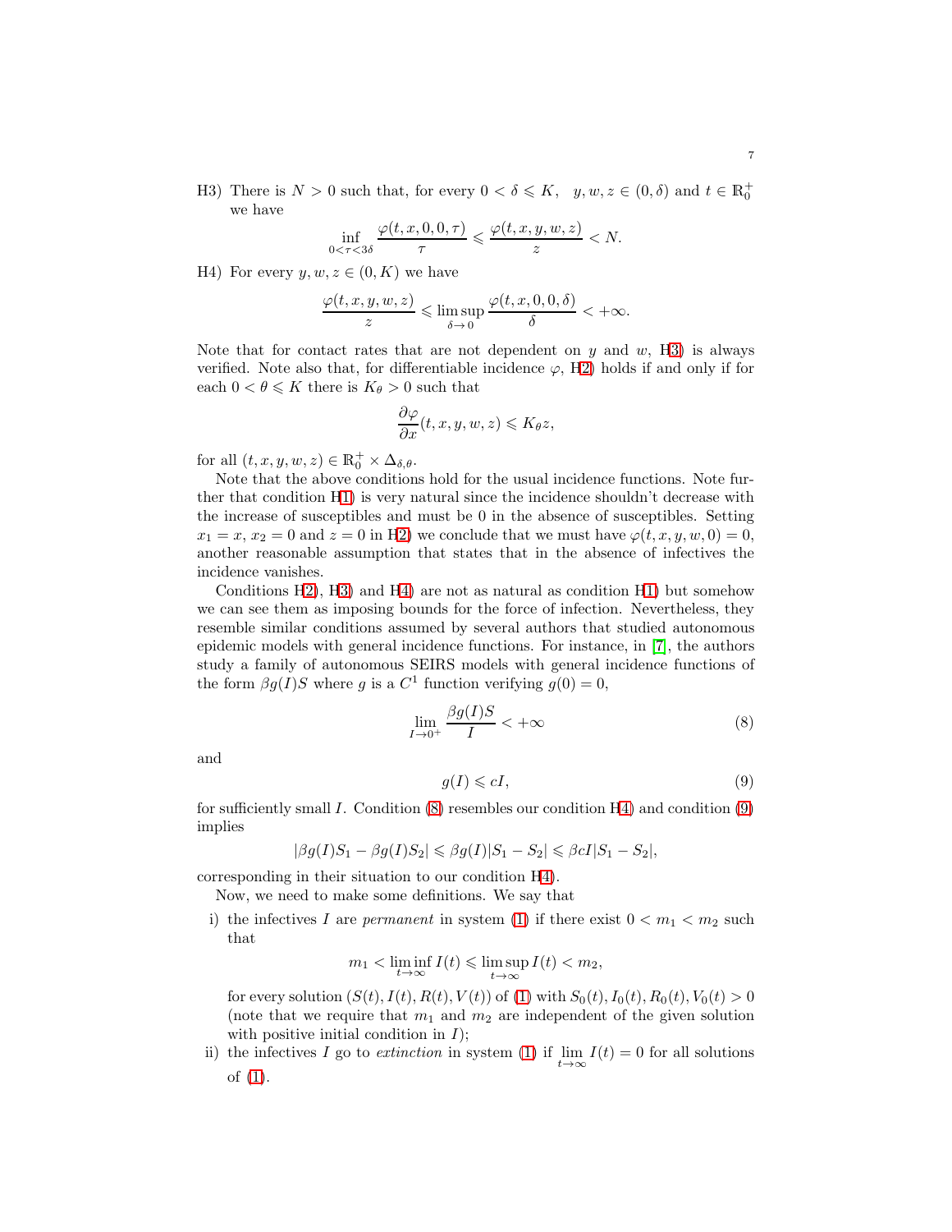H3) There is $N > 0$ such that, for every $0 < \delta \leqslant K$, $\;y, w, z \in (0, \delta)$ and $t \in \mathbb{R}_0^+$ we have

$$\inf_{0<\tau<3\delta} \frac{\varphi(t,x,0,0,\tau)}{\tau} \leqslant \frac{\varphi(t,x,y,w,z)}{z} < N.$$

H4) For every $y, w, z \in (0, K)$ we have

$$\frac{\varphi(t,x,y,w,z)}{z} \leqslant \limsup_{\delta \to 0} \frac{\varphi(t,x,0,0,\delta)}{\delta} < +\infty.$$

Note that for contact rates that are not dependent on $y$ and $w$, H3) is always verified. Note also that, for differentiable incidence $\varphi$, H2) holds if and only if for each $0 < \theta \leqslant K$ there is $K_\theta > 0$ such that

$$\frac{\partial \varphi}{\partial x}(t,x,y,w,z) \leqslant K_\theta z,$$

for all $(t,x,y,w,z) \in \mathbb{R}_0^+ \times \Delta_{\delta,\theta}$.

Note that the above conditions hold for the usual incidence functions. Note further that condition H1) is very natural since the incidence shouldn't decrease with the increase of susceptibles and must be 0 in the absence of susceptibles. Setting $x_1 = x$, $x_2 = 0$ and $z = 0$ in H2) we conclude that we must have $\varphi(t,x,y,w,0) = 0$, another reasonable assumption that states that in the absence of infectives the incidence vanishes.

Conditions H2), H3) and H4) are not as natural as condition H1) but somehow we can see them as imposing bounds for the force of infection. Nevertheless, they resemble similar conditions assumed by several authors that studied autonomous epidemic models with general incidence functions. For instance, in [7], the authors study a family of autonomous SEIRS models with general incidence functions of the form $\beta g(I)S$ where $g$ is a $C^1$ function verifying $g(0) = 0$,

$$\lim_{I \to 0^+} \frac{\beta g(I) S}{I} < +\infty \tag{8}$$

and

$$g(I) \leqslant cI, \tag{9}$$

for sufficiently small $I$. Condition (8) resembles our condition H4) and condition (9) implies

$$|\beta g(I) S_1 - \beta g(I) S_2| \leqslant \beta g(I)|S_1 - S_2| \leqslant \beta c I |S_1 - S_2|,$$

corresponding in their situation to our condition H4).

Now, we need to make some definitions. We say that

i) the infectives $I$ are *permanent* in system (1) if there exist $0 < m_1 < m_2$ such that

$$m_1 < \liminf_{t \to \infty} I(t) \leqslant \limsup_{t \to \infty} I(t) < m_2,$$

for every solution $(S(t), I(t), R(t), V(t))$ of (1) with $S_0(t), I_0(t), R_0(t), V_0(t) > 0$ (note that we require that $m_1$ and $m_2$ are independent of the given solution with positive initial condition in $I$);

ii) the infectives $I$ go to *extinction* in system (1) if $\lim\limits_{t \to \infty} I(t) = 0$ for all solutions of (1).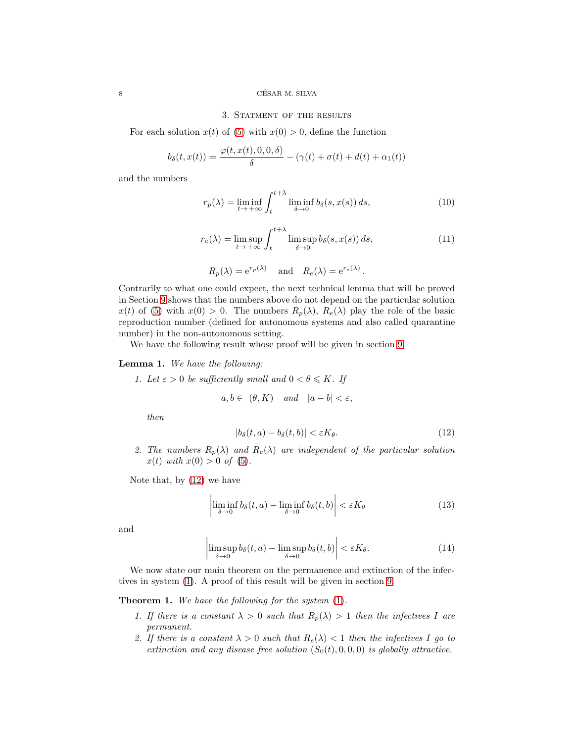## 3. Statment of the results

For each solution $x(t)$ of (5) with $x(0) > 0$, define the function

$$b_\delta(t, x(t)) = \frac{\varphi(t, x(t), 0, 0, \delta)}{\delta} - (\gamma(t) + \sigma(t) + d(t) + \alpha_1(t))$$

and the numbers

$$r_p(\lambda) = \liminf_{t \to +\infty} \int_t^{t+\lambda} \liminf_{\delta \to 0} b_\delta(s, x(s))\, ds, \tag{10}$$

$$r_e(\lambda) = \limsup_{t \to +\infty} \int_t^{t+\lambda} \limsup_{\delta \to 0} b_\delta(s, x(s))\, ds, \tag{11}$$

$$R_p(\lambda) = \mathrm{e}^{r_p(\lambda)} \quad \text{and} \quad R_e(\lambda) = \mathrm{e}^{r_e(\lambda)}.$$

Contrarily to what one could expect, the next technical lemma that will be proved in Section 9 shows that the numbers above do not depend on the particular solution $x(t)$ of (5) with $x(0) > 0$. The numbers $R_p(\lambda)$, $R_e(\lambda)$ play the role of the basic reproduction number (defined for autonomous systems and also called quarantine number) in the non-autonomous setting.

We have the following result whose proof will be given in section 9.

**Lemma 1.** *We have the following:*

1. *Let $\varepsilon > 0$ be sufficiently small and $0 < \theta \leqslant K$. If*

$$a, b \in (\theta, K) \quad \text{and} \quad |a - b| < \varepsilon,$$

*then*

$$|b_\delta(t, a) - b_\delta(t, b)| < \varepsilon K_\theta. \tag{12}$$

2. *The numbers $R_p(\lambda)$ and $R_e(\lambda)$ are independent of the particular solution $x(t)$ with $x(0) > 0$ of (5).*

Note that, by (12) we have

$$\left| \liminf_{\delta \to 0} b_\delta(t, a) - \liminf_{\delta \to 0} b_\delta(t, b) \right| < \varepsilon K_\theta \tag{13}$$

and

$$\left| \limsup_{\delta \to 0} b_\delta(t, a) - \limsup_{\delta \to 0} b_\delta(t, b) \right| < \varepsilon K_\theta. \tag{14}$$

We now state our main theorem on the permanence and extinction of the infectives in system (1). A proof of this result will be given in section 9.

**Theorem 1.** *We have the following for the system (1).*

1. *If there is a constant $\lambda > 0$ such that $R_p(\lambda) > 1$ then the infectives $I$ are permanent.*
2. *If there is a constant $\lambda > 0$ such that $R_e(\lambda) < 1$ then the infectives $I$ go to extinction and any disease free solution $(S_0(t), 0, 0, 0)$ is globally attractive.*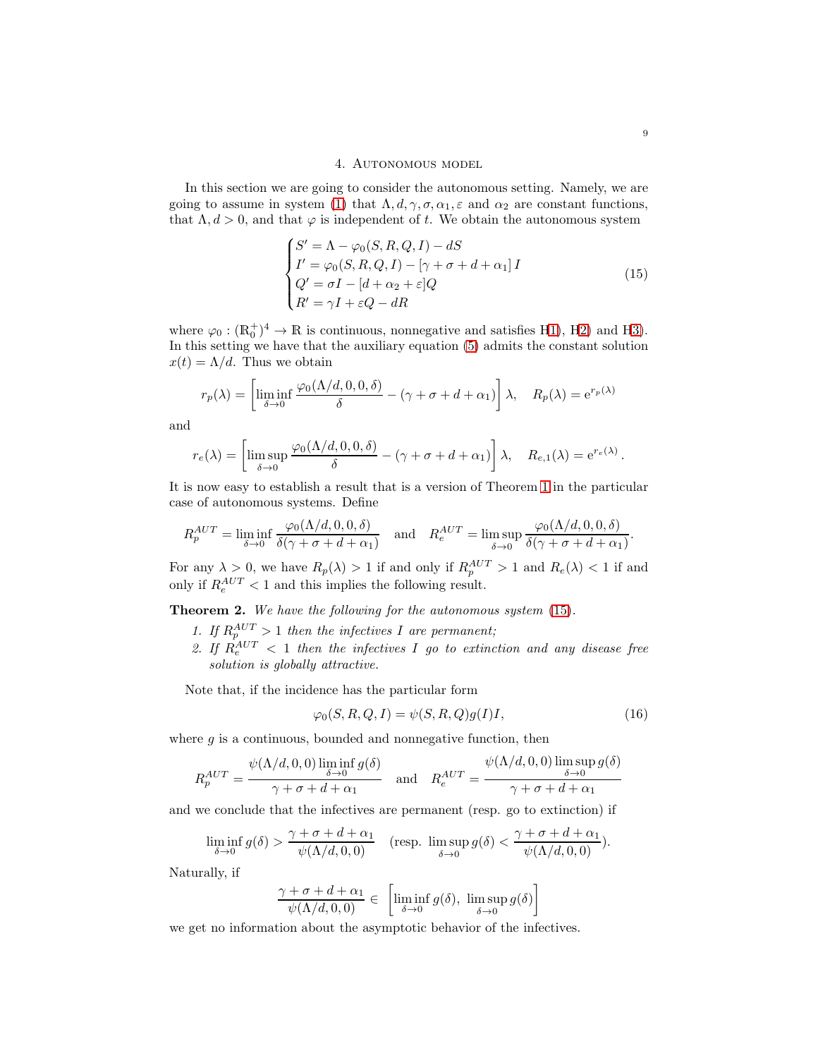## 4. Autonomous model

In this section we are going to consider the autonomous setting. Namely, we are going to assume in system (1) that $\Lambda, d, \gamma, \sigma, \alpha_1, \varepsilon$ and $\alpha_2$ are constant functions, that $\Lambda, d > 0$, and that $\varphi$ is independent of $t$. We obtain the autonomous system

$$\begin{cases} S' = \Lambda - \varphi_0(S,R,Q,I) - dS \\ I' = \varphi_0(S,R,Q,I) - [\gamma + \sigma + d + \alpha_1]\, I \\ Q' = \sigma I - [d + \alpha_2 + \varepsilon] Q \\ R' = \gamma I + \varepsilon Q - dR \end{cases} \tag{15}$$

where $\varphi_0 : (\mathbb{R}_0^+)^4 \to \mathbb{R}$ is continuous, nonnegative and satisfies H1), H2) and H3). In this setting we have that the auxiliary equation (5) admits the constant solution $x(t) = \Lambda/d$. Thus we obtain

$$r_p(\lambda) = \left[ \liminf_{\delta \to 0} \frac{\varphi_0(\Lambda/d, 0, 0, \delta)}{\delta} - (\gamma + \sigma + d + \alpha_1) \right] \lambda, \quad R_p(\lambda) = \mathrm{e}^{r_p(\lambda)}$$

and

$$r_e(\lambda) = \left[ \limsup_{\delta \to 0} \frac{\varphi_0(\Lambda/d, 0, 0, \delta)}{\delta} - (\gamma + \sigma + d + \alpha_1) \right] \lambda, \quad R_{e,1}(\lambda) = \mathrm{e}^{r_e(\lambda)}.$$

It is now easy to establish a result that is a version of Theorem 1 in the particular case of autonomous systems. Define

$$R_p^{AUT} = \liminf_{\delta \to 0} \frac{\varphi_0(\Lambda/d, 0, 0, \delta)}{\delta(\gamma + \sigma + d + \alpha_1)} \quad \text{and} \quad R_e^{AUT} = \limsup_{\delta \to 0} \frac{\varphi_0(\Lambda/d, 0, 0, \delta)}{\delta(\gamma + \sigma + d + \alpha_1)}.$$

For any $\lambda > 0$, we have $R_p(\lambda) > 1$ if and only if $R_p^{AUT} > 1$ and $R_e(\lambda) < 1$ if and only if $R_e^{AUT} < 1$ and this implies the following result.

**Theorem 2.** *We have the following for the autonomous system (15).*

1. *If $R_p^{AUT} > 1$ then the infectives $I$ are permanent;*
2. *If $R_e^{AUT} < 1$ then the infectives $I$ go to extinction and any disease free solution is globally attractive.*

Note that, if the incidence has the particular form

$$\varphi_0(S,R,Q,I) = \psi(S,R,Q) g(I) I, \tag{16}$$

where $g$ is a continuous, bounded and nonnegative function, then

$$R_p^{AUT} = \frac{\psi(\Lambda/d, 0, 0) \liminf_{\delta \to 0} g(\delta)}{\gamma + \sigma + d + \alpha_1} \quad \text{and} \quad R_e^{AUT} = \frac{\psi(\Lambda/d, 0, 0) \limsup_{\delta \to 0} g(\delta)}{\gamma + \sigma + d + \alpha_1}$$

and we conclude that the infectives are permanent (resp. go to extinction) if

$$\liminf_{\delta \to 0} g(\delta) > \frac{\gamma + \sigma + d + \alpha_1}{\psi(\Lambda/d, 0, 0)} \quad (\text{resp. } \limsup_{\delta \to 0} g(\delta) < \frac{\gamma + \sigma + d + \alpha_1}{\psi(\Lambda/d, 0, 0)}).$$

Naturally, if

$$\frac{\gamma + \sigma + d + \alpha_1}{\psi(\Lambda/d, 0, 0)} \in \left[ \liminf_{\delta \to 0} g(\delta),\ \limsup_{\delta \to 0} g(\delta) \right]$$

we get no information about the asymptotic behavior of the infectives.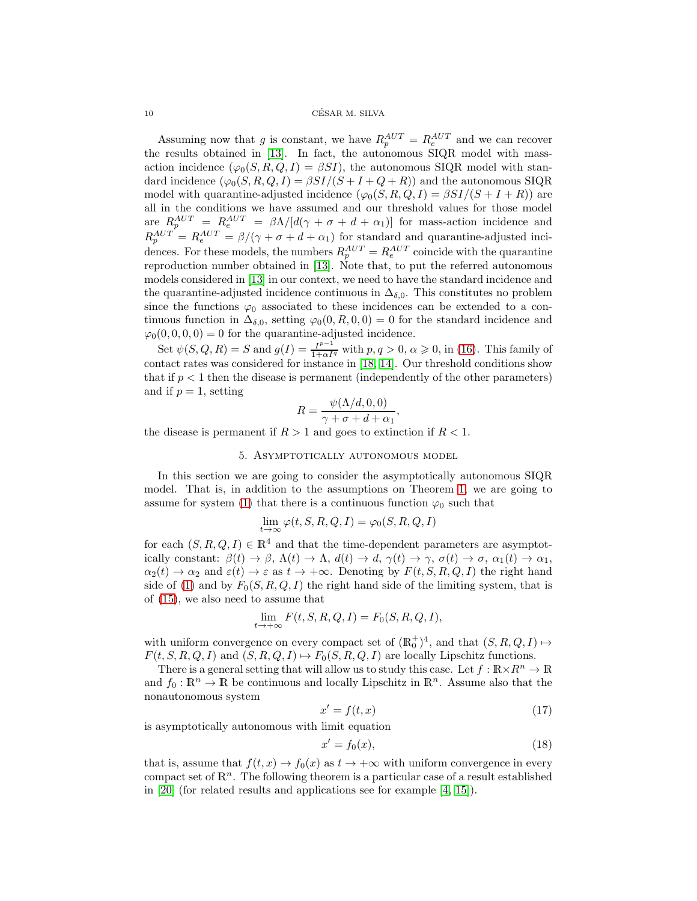Assuming now that $g$ is constant, we have $R_p^{AUT} = R_e^{AUT}$ and we can recover the results obtained in [13]. In fact, the autonomous SIQR model with mass-action incidence ($\varphi_0(S,R,Q,I) = \beta SI$), the autonomous SIQR model with standard incidence ($\varphi_0(S,R,Q,I) = \beta SI/(S+I+Q+R)$) and the autonomous SIQR model with quarantine-adjusted incidence ($\varphi_0(S,R,Q,I) = \beta SI/(S+I+R)$) are all in the conditions we have assumed and our threshold values for those model are $R_p^{AUT} = R_e^{AUT} = \beta\Lambda/[d(\gamma+\sigma+d+\alpha_1)]$ for mass-action incidence and $R_p^{AUT} = R_e^{AUT} = \beta/(\gamma+\sigma+d+\alpha_1)$ for standard and quarantine-adjusted incidences. For these models, the numbers $R_p^{AUT} = R_e^{AUT}$ coincide with the quarantine reproduction number obtained in [13]. Note that, to put the referred autonomous models considered in [13] in our context, we need to have the standard incidence and the quarantine-adjusted incidence continuous in $\Delta_{\delta,0}$. This constitutes no problem since the functions $\varphi_0$ associated to these incidences can be extended to a continuous function in $\Delta_{\delta,0}$, setting $\varphi_0(0,R,0,0) = 0$ for the standard incidence and $\varphi_0(0,0,0,0) = 0$ for the quarantine-adjusted incidence.

Set $\psi(S,Q,R) = S$ and $g(I) = \frac{I^{p-1}}{1+\alpha I^q}$ with $p, q > 0$, $\alpha \geqslant 0$, in (16). This family of contact rates was considered for instance in [18, 14]. Our threshold conditions show that if $p < 1$ then the disease is permanent (independently of the other parameters) and if $p = 1$, setting

$$R = \frac{\psi(\Lambda/d, 0, 0)}{\gamma+\sigma+d+\alpha_1},$$

the disease is permanent if $R > 1$ and goes to extinction if $R < 1$.

## 5. Asymptotically autonomous model

In this section we are going to consider the asymptotically autonomous SIQR model. That is, in addition to the assumptions on Theorem 1, we are going to assume for system (1) that there is a continuous function $\varphi_0$ such that

$$\lim_{t\to\infty} \varphi(t,S,R,Q,I) = \varphi_0(S,R,Q,I)$$

for each $(S,R,Q,I) \in \mathbb{R}^4$ and that the time-dependent parameters are asymptotically constant: $\beta(t) \to \beta$, $\Lambda(t) \to \Lambda$, $d(t) \to d$, $\gamma(t) \to \gamma$, $\sigma(t) \to \sigma$, $\alpha_1(t) \to \alpha_1$, $\alpha_2(t) \to \alpha_2$ and $\varepsilon(t) \to \varepsilon$ as $t \to +\infty$. Denoting by $F(t,S,R,Q,I)$ the right hand side of (1) and by $F_0(S,R,Q,I)$ the right hand side of the limiting system, that is of (15), we also need to assume that

$$\lim_{t\to+\infty} F(t,S,R,Q,I) = F_0(S,R,Q,I),$$

with uniform convergence on every compact set of $(\mathbb{R}_0^+)^4$, and that $(S,R,Q,I) \mapsto F(t,S,R,Q,I)$ and $(S,R,Q,I) \mapsto F_0(S,R,Q,I)$ are locally Lipschitz functions.

There is a general setting that will allow us to study this case. Let $f : \mathbb{R}\times R^n \to \mathbb{R}$ and $f_0 : \mathbb{R}^n \to \mathbb{R}$ be continuous and locally Lipschitz in $\mathbb{R}^n$. Assume also that the nonautonomous system

$$x' = f(t,x) \tag{17}$$

is asymptotically autonomous with limit equation

$$x' = f_0(x), \tag{18}$$

that is, assume that $f(t,x) \to f_0(x)$ as $t \to +\infty$ with uniform convergence in every compact set of $\mathbb{R}^n$. The following theorem is a particular case of a result established in [20] (for related results and applications see for example [4, 15]).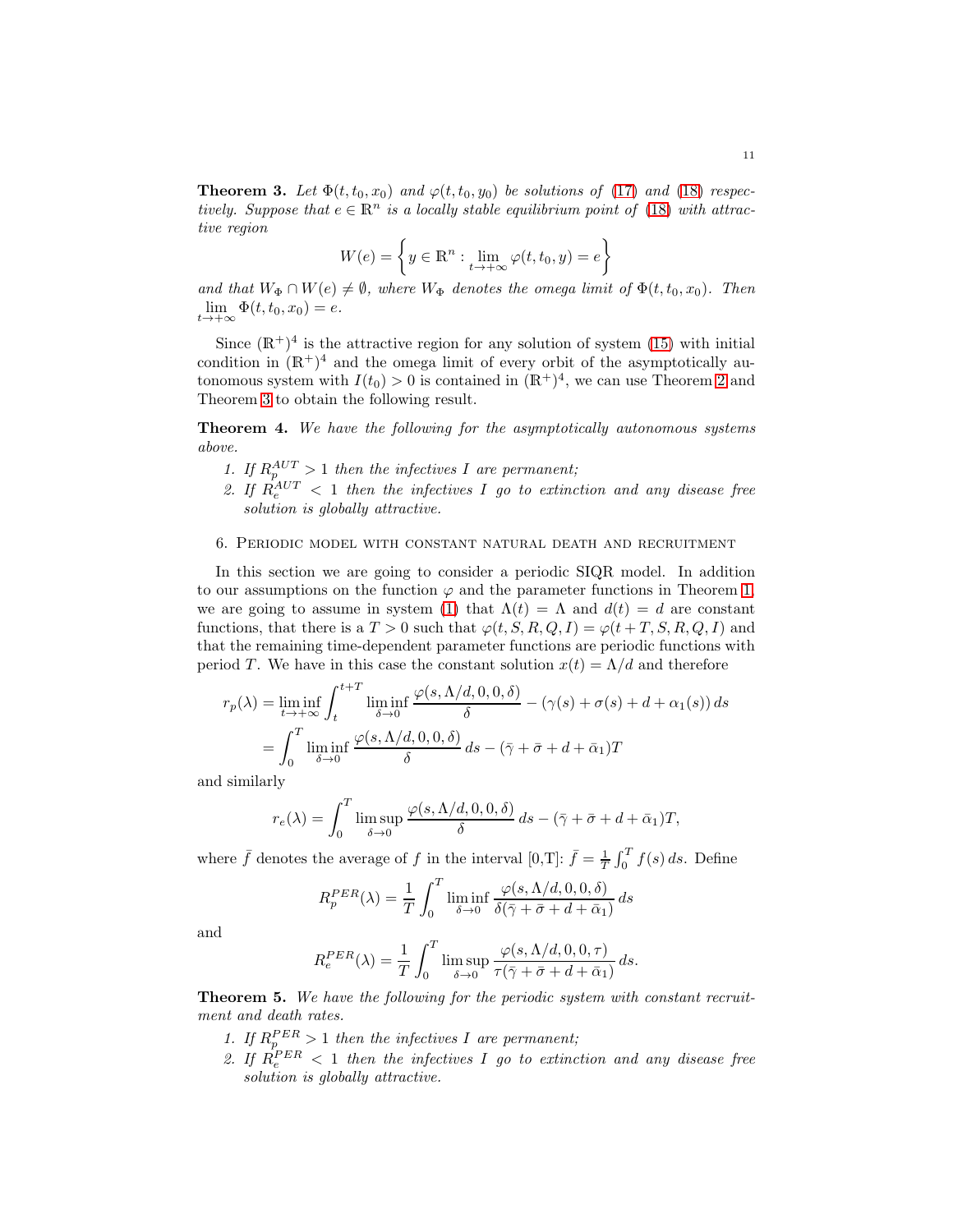**Theorem 3.** *Let $\Phi(t, t_0, x_0)$ and $\varphi(t, t_0, y_0)$ be solutions of (17) and (18) respectively. Suppose that $e \in \mathbb{R}^n$ is a locally stable equilibrium point of (18) with attractive region*

$$W(e) = \left\{ y \in \mathbb{R}^n : \lim_{t \to +\infty} \varphi(t, t_0, y) = e \right\}$$

*and that $W_\Phi \cap W(e) \neq \emptyset$, where $W_\Phi$ denotes the omega limit of $\Phi(t, t_0, x_0)$. Then $\lim_{t \to +\infty} \Phi(t, t_0, x_0) = e$.*

Since $(\mathbb{R}^+)^4$ is the attractive region for any solution of system (15) with initial condition in $(\mathbb{R}^+)^4$ and the omega limit of every orbit of the asymptotically autonomous system with $I(t_0) > 0$ is contained in $(\mathbb{R}^+)^4$, we can use Theorem 2 and Theorem 3 to obtain the following result.

**Theorem 4.** *We have the following for the asymptotically autonomous systems above.*

1. *If $R_p^{AUT} > 1$ then the infectives $I$ are permanent;*
2. *If $R_e^{AUT} < 1$ then the infectives $I$ go to extinction and any disease free solution is globally attractive.*

## 6. Periodic model with constant natural death and recruitment

In this section we are going to consider a periodic SIQR model. In addition to our assumptions on the function $\varphi$ and the parameter functions in Theorem 1, we are going to assume in system (1) that $\Lambda(t) = \Lambda$ and $d(t) = d$ are constant functions, that there is a $T > 0$ such that $\varphi(t, S, R, Q, I) = \varphi(t + T, S, R, Q, I)$ and that the remaining time-dependent parameter functions are periodic functions with period $T$. We have in this case the constant solution $x(t) = \Lambda/d$ and therefore

$$\begin{aligned} r_p(\lambda) &= \liminf_{t \to +\infty} \int_t^{t+T} \liminf_{\delta \to 0} \frac{\varphi(s, \Lambda/d, 0, 0, \delta)}{\delta} - (\gamma(s) + \sigma(s) + d + \alpha_1(s))\, ds \\ &= \int_0^T \liminf_{\delta \to 0} \frac{\varphi(s, \Lambda/d, 0, 0, \delta)}{\delta}\, ds - (\bar{\gamma} + \bar{\sigma} + d + \bar{\alpha}_1)T \end{aligned}$$

and similarly

$$r_e(\lambda) = \int_0^T \limsup_{\delta \to 0} \frac{\varphi(s, \Lambda/d, 0, 0, \delta)}{\delta}\, ds - (\bar{\gamma} + \bar{\sigma} + d + \bar{\alpha}_1)T,$$

where $\bar{f}$ denotes the average of $f$ in the interval [0,T]: $\bar{f} = \frac{1}{T}\int_0^T f(s)\, ds$. Define

$$R_p^{PER}(\lambda) = \frac{1}{T} \int_0^T \liminf_{\delta \to 0} \frac{\varphi(s, \Lambda/d, 0, 0, \delta)}{\delta(\bar{\gamma} + \bar{\sigma} + d + \bar{\alpha}_1)}\, ds$$

and

$$R_e^{PER}(\lambda) = \frac{1}{T} \int_0^T \limsup_{\delta \to 0} \frac{\varphi(s, \Lambda/d, 0, 0, \tau)}{\tau(\bar{\gamma} + \bar{\sigma} + d + \bar{\alpha}_1)}\, ds.$$

**Theorem 5.** *We have the following for the periodic system with constant recruitment and death rates.*

1. *If $R_p^{PER} > 1$ then the infectives $I$ are permanent;*
2. *If $R_e^{PER} < 1$ then the infectives $I$ go to extinction and any disease free solution is globally attractive.*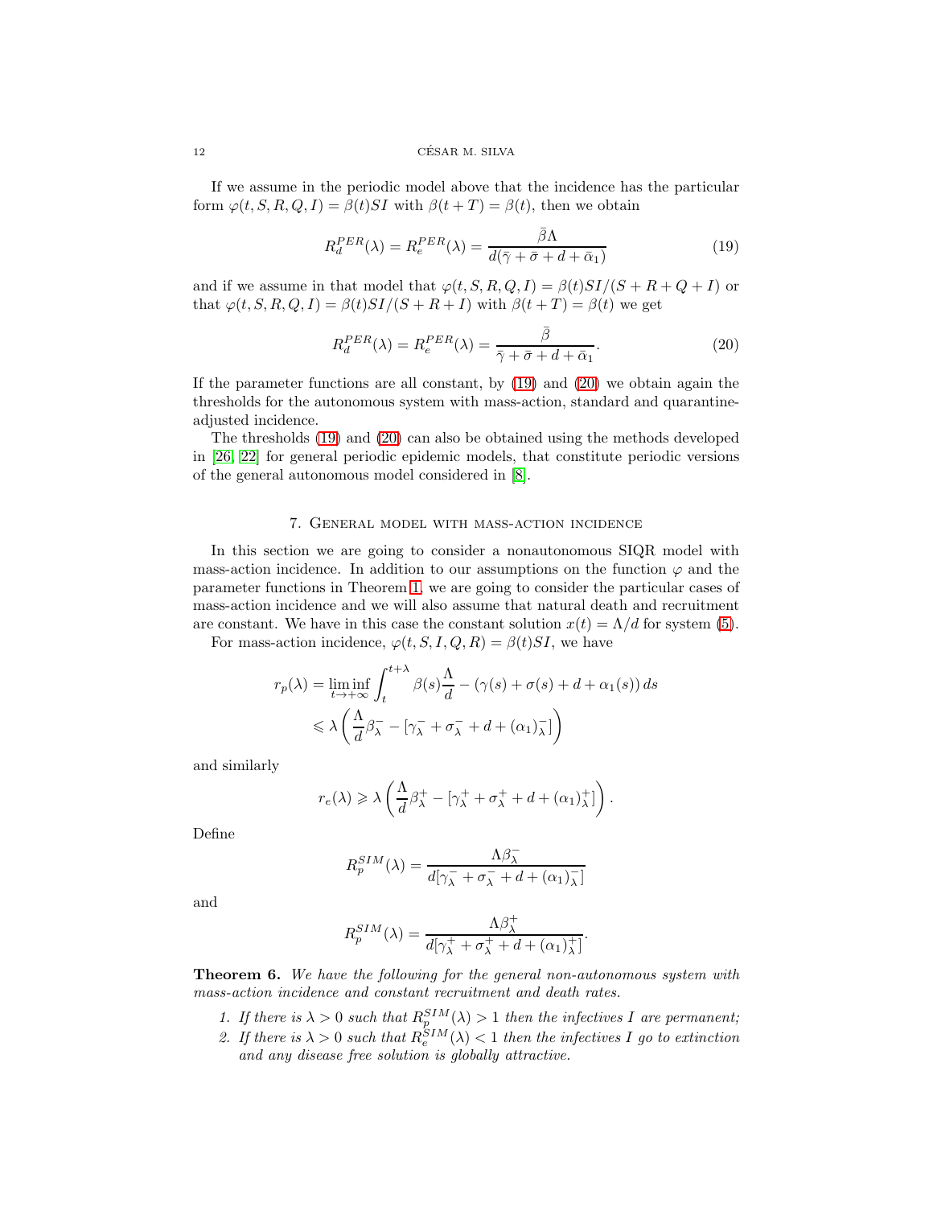If we assume in the periodic model above that the incidence has the particular form $\varphi(t, S, R, Q, I) = \beta(t)SI$ with $\beta(t+T) = \beta(t)$, then we obtain

$$R_d^{PER}(\lambda) = R_e^{PER}(\lambda) = \frac{\bar{\beta}\Lambda}{d(\bar{\gamma} + \bar{\sigma} + d + \bar{\alpha}_1)} \tag{19}$$

and if we assume in that model that $\varphi(t, S, R, Q, I) = \beta(t)SI/(S + R + Q + I)$ or that $\varphi(t, S, R, Q, I) = \beta(t)SI/(S + R + I)$ with $\beta(t + T) = \beta(t)$ we get

$$R_d^{PER}(\lambda) = R_e^{PER}(\lambda) = \frac{\bar{\beta}}{\bar{\gamma} + \bar{\sigma} + d + \bar{\alpha}_1}. \tag{20}$$

If the parameter functions are all constant, by (19) and (20) we obtain again the thresholds for the autonomous system with mass-action, standard and quarantine-adjusted incidence.

The thresholds (19) and (20) can also be obtained using the methods developed in [26, 22] for general periodic epidemic models, that constitute periodic versions of the general autonomous model considered in [8].

## 7. General model with mass-action incidence

In this section we are going to consider a nonautonomous SIQR model with mass-action incidence. In addition to our assumptions on the function $\varphi$ and the parameter functions in Theorem 1, we are going to consider the particular cases of mass-action incidence and we will also assume that natural death and recruitment are constant. We have in this case the constant solution $x(t) = \Lambda/d$ for system (5).

For mass-action incidence, $\varphi(t, S, I, Q, R) = \beta(t)SI$, we have

$$\begin{aligned} r_p(\lambda) &= \liminf_{t\to+\infty} \int_t^{t+\lambda} \beta(s)\frac{\Lambda}{d} - (\gamma(s) + \sigma(s) + d + \alpha_1(s))\, ds \\ &\leqslant \lambda \left( \frac{\Lambda}{d}\beta_\lambda^- - [\gamma_\lambda^- + \sigma_\lambda^- + d + (\alpha_1)_\lambda^-] \right) \end{aligned}$$

and similarly

$$r_e(\lambda) \geqslant \lambda \left( \frac{\Lambda}{d}\beta_\lambda^+ - [\gamma_\lambda^+ + \sigma_\lambda^+ + d + (\alpha_1)_\lambda^+] \right).$$

Define

$$R_p^{SIM}(\lambda) = \frac{\Lambda\beta_\lambda^-}{d[\gamma_\lambda^- + \sigma_\lambda^- + d + (\alpha_1)_\lambda^-]}$$

and

$$R_p^{SIM}(\lambda) = \frac{\Lambda\beta_\lambda^+}{d[\gamma_\lambda^+ + \sigma_\lambda^+ + d + (\alpha_1)_\lambda^+]}.$$

**Theorem 6.** *We have the following for the general non-autonomous system with mass-action incidence and constant recruitment and death rates.*

1. *If there is $\lambda > 0$ such that $R_p^{SIM}(\lambda) > 1$ then the infectives $I$ are permanent;*
2. *If there is $\lambda > 0$ such that $R_e^{SIM}(\lambda) < 1$ then the infectives $I$ go to extinction and any disease free solution is globally attractive.*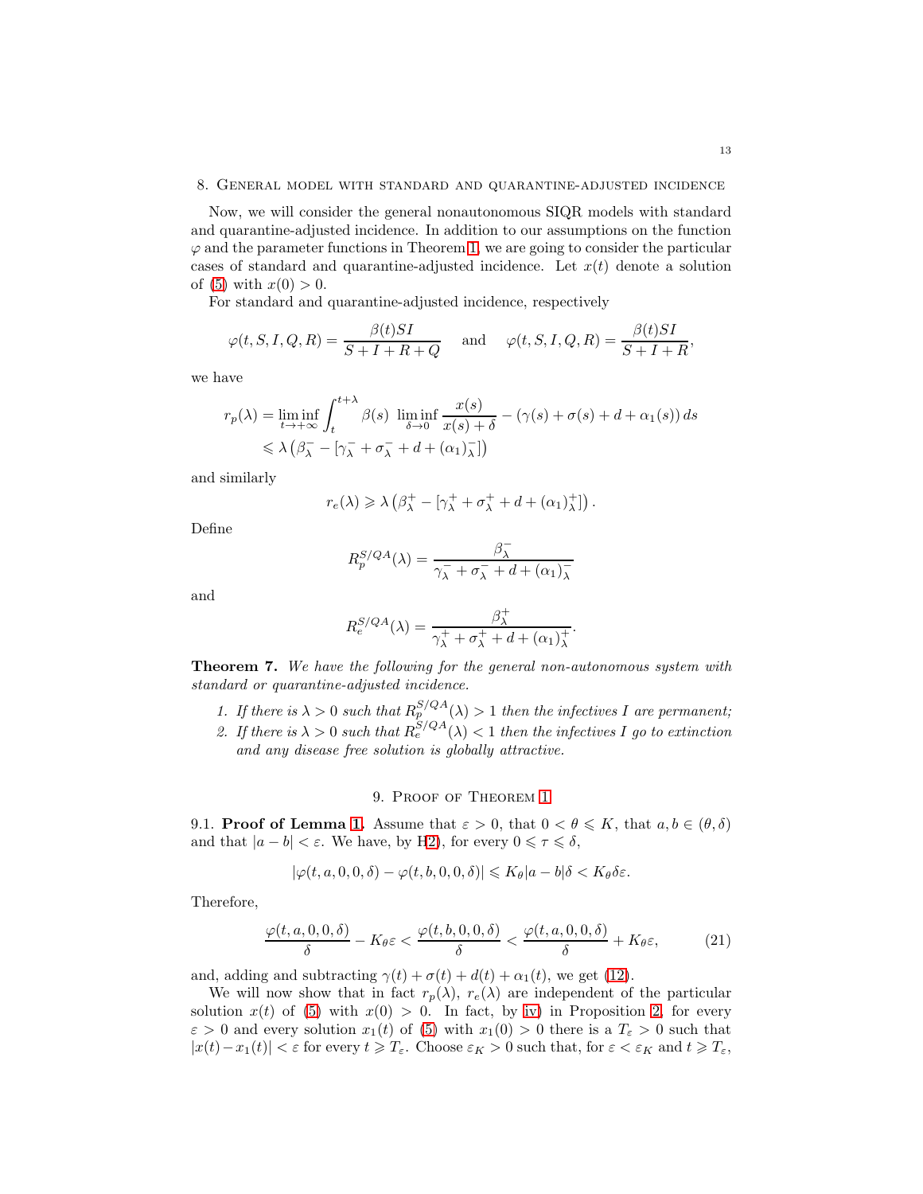## 8. General model with standard and quarantine-adjusted incidence

Now, we will consider the general nonautonomous SIQR models with standard and quarantine-adjusted incidence. In addition to our assumptions on the function $\varphi$ and the parameter functions in Theorem 1, we are going to consider the particular cases of standard and quarantine-adjusted incidence. Let $x(t)$ denote a solution of (5) with $x(0) > 0$.

For standard and quarantine-adjusted incidence, respectively

$$\varphi(t, S, I, Q, R) = \frac{\beta(t)SI}{S + I + R + Q} \quad \text{and} \quad \varphi(t, S, I, Q, R) = \frac{\beta(t)SI}{S + I + R},$$

we have

$$\begin{aligned} r_p(\lambda) &= \liminf_{t \to +\infty} \int_t^{t+\lambda} \beta(s) \ \liminf_{\delta \to 0} \frac{x(s)}{x(s) + \delta} - (\gamma(s) + \sigma(s) + d + \alpha_1(s)) \, ds \\ &\leqslant \lambda \left( \beta_\lambda^- - [\gamma_\lambda^- + \sigma_\lambda^- + d + (\alpha_1)_\lambda^-] \right) \end{aligned}$$

and similarly

$$r_e(\lambda) \geqslant \lambda \left( \beta_\lambda^+ - [\gamma_\lambda^+ + \sigma_\lambda^+ + d + (\alpha_1)_\lambda^+] \right).$$

Define

$$R_p^{S/QA}(\lambda) = \frac{\beta_\lambda^-}{\gamma_\lambda^- + \sigma_\lambda^- + d + (\alpha_1)_\lambda^-}$$

and

$$R_e^{S/QA}(\lambda) = \frac{\beta_\lambda^+}{\gamma_\lambda^+ + \sigma_\lambda^+ + d + (\alpha_1)_\lambda^+}.$$

**Theorem 7.** *We have the following for the general non-autonomous system with standard or quarantine-adjusted incidence.*

1. *If there is $\lambda > 0$ such that $R_p^{S/QA}(\lambda) > 1$ then the infectives $I$ are permanent;*
2. *If there is $\lambda > 0$ such that $R_e^{S/QA}(\lambda) < 1$ then the infectives $I$ go to extinction and any disease free solution is globally attractive.*

## 9. Proof of Theorem 1

9.1. **Proof of Lemma 1.** Assume that $\varepsilon > 0$, that $0 < \theta \leqslant K$, that $a, b \in (\theta, \delta)$ and that $|a - b| < \varepsilon$. We have, by H2), for every $0 \leqslant \tau \leqslant \delta$,

$$|\varphi(t, a, 0, 0, \delta) - \varphi(t, b, 0, 0, \delta)| \leqslant K_\theta |a - b| \delta < K_\theta \delta \varepsilon.$$

Therefore,

$$\frac{\varphi(t, a, 0, 0, \delta)}{\delta} - K_\theta \varepsilon < \frac{\varphi(t, b, 0, 0, \delta)}{\delta} < \frac{\varphi(t, a, 0, 0, \delta)}{\delta} + K_\theta \varepsilon, \tag{21}$$

and, adding and subtracting $\gamma(t) + \sigma(t) + d(t) + \alpha_1(t)$, we get (12).

We will now show that in fact $r_p(\lambda)$, $r_e(\lambda)$ are independent of the particular solution $x(t)$ of (5) with $x(0) > 0$. In fact, by iv) in Proposition 2, for every $\varepsilon > 0$ and every solution $x_1(t)$ of (5) with $x_1(0) > 0$ there is a $T_\varepsilon > 0$ such that $|x(t) - x_1(t)| < \varepsilon$ for every $t \geqslant T_\varepsilon$. Choose $\varepsilon_K > 0$ such that, for $\varepsilon < \varepsilon_K$ and $t \geqslant T_\varepsilon$,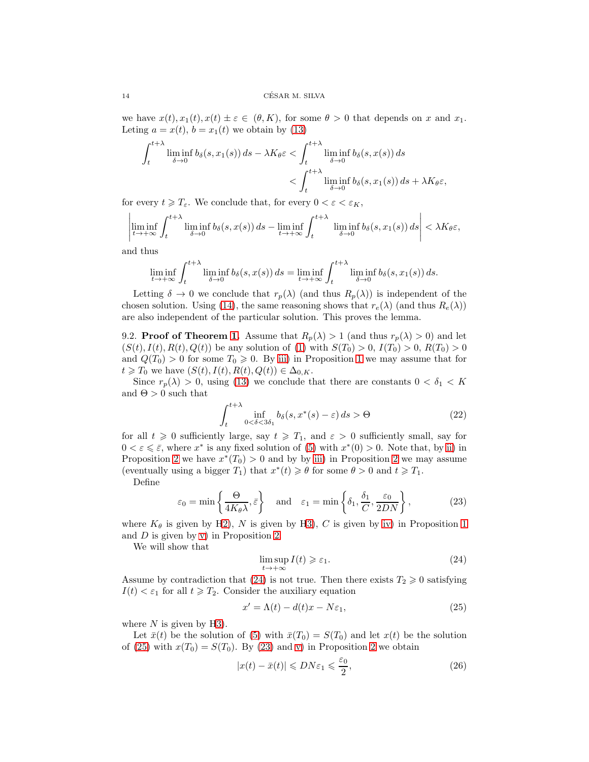we have $x(t), x_1(t), x(t) \pm \varepsilon \in (\theta, K)$, for some $\theta > 0$ that depends on $x$ and $x_1$. Leting $a = x(t)$, $b = x_1(t)$ we obtain by (13)

$$\int_t^{t+\lambda} \liminf_{\delta \to 0} b_\delta(s, x_1(s))\, ds - \lambda K_\theta \varepsilon < \int_t^{t+\lambda} \liminf_{\delta \to 0} b_\delta(s, x(s))\, ds$$
$$< \int_t^{t+\lambda} \liminf_{\delta \to 0} b_\delta(s, x_1(s))\, ds + \lambda K_\theta \varepsilon,$$

for every $t \geqslant T_\varepsilon$. We conclude that, for every $0 < \varepsilon < \varepsilon_K$,

$$\left| \liminf_{t \to +\infty} \int_t^{t+\lambda} \liminf_{\delta \to 0} b_\delta(s, x(s))\, ds - \liminf_{t \to +\infty} \int_t^{t+\lambda} \liminf_{\delta \to 0} b_\delta(s, x_1(s))\, ds \right| < \lambda K_\theta \varepsilon,$$

and thus

$$\liminf_{t \to +\infty} \int_t^{t+\lambda} \liminf_{\delta \to 0} b_\delta(s, x(s))\, ds = \liminf_{t \to +\infty} \int_t^{t+\lambda} \liminf_{\delta \to 0} b_\delta(s, x_1(s))\, ds.$$

Letting $\delta \to 0$ we conclude that $r_p(\lambda)$ (and thus $R_p(\lambda)$) is independent of the chosen solution. Using (14), the same reasoning shows that $r_e(\lambda)$ (and thus $R_e(\lambda)$) are also independent of the particular solution. This proves the lemma.

9.2. **Proof of Theorem 1.** Assume that $R_p(\lambda) > 1$ (and thus $r_p(\lambda) > 0$) and let $(S(t), I(t), R(t), Q(t))$ be any solution of (1) with $S(T_0) > 0$, $I(T_0) > 0$, $R(T_0) > 0$ and $Q(T_0) > 0$ for some $T_0 \geqslant 0$. By iii) in Proposition 1 we may assume that for $t \geqslant T_0$ we have $(S(t), I(t), R(t), Q(t)) \in \Delta_{0,K}$.

Since $r_p(\lambda) > 0$, using (13) we conclude that there are constants $0 < \delta_1 < K$ and $\Theta > 0$ such that

$$\int_t^{t+\lambda} \inf_{0 < \delta < 3\delta_1} b_\delta(s, x^*(s) - \varepsilon)\, ds > \Theta \tag{22}$$

for all $t \geqslant 0$ sufficiently large, say $t \geqslant T_1$, and $\varepsilon > 0$ sufficiently small, say for $0 < \varepsilon \leqslant \bar{\varepsilon}$, where $x^*$ is any fixed solution of (5) with $x^*(0) > 0$. Note that, by ii) in Proposition 2 we have $x^*(T_0) > 0$ and by by iii) in Proposition 2 we may assume (eventually using a bigger $T_1$) that $x^*(t) \geqslant \theta$ for some $\theta > 0$ and $t \geqslant T_1$.

Define

$$\varepsilon_0 = \min\left\{ \frac{\Theta}{4K_\theta \lambda}, \bar{\varepsilon} \right\} \quad \text{and} \quad \varepsilon_1 = \min\left\{ \delta_1, \frac{\delta_1}{C}, \frac{\varepsilon_0}{2DN} \right\}, \tag{23}$$

where $K_\theta$ is given by H2), $N$ is given by H3), $C$ is given by iv) in Proposition 1 and $D$ is given by v) in Proposition 2.

We will show that

$$\limsup_{t \to +\infty} I(t) \geqslant \varepsilon_1. \tag{24}$$

Assume by contradiction that (24) is not true. Then there exists $T_2 \geqslant 0$ satisfying $I(t) < \varepsilon_1$ for all $t \geqslant T_2$. Consider the auxiliary equation

$$x' = \Lambda(t) - d(t)x - N\varepsilon_1, \tag{25}$$

where $N$ is given by H3).

Let $\bar{x}(t)$ be the solution of (5) with $\bar{x}(T_0) = S(T_0)$ and let $x(t)$ be the solution of (25) with $x(T_0) = S(T_0)$. By (23) and v) in Proposition 2 we obtain

$$|x(t) - \bar{x}(t)| \leqslant DN\varepsilon_1 \leqslant \frac{\varepsilon_0}{2}, \tag{26}$$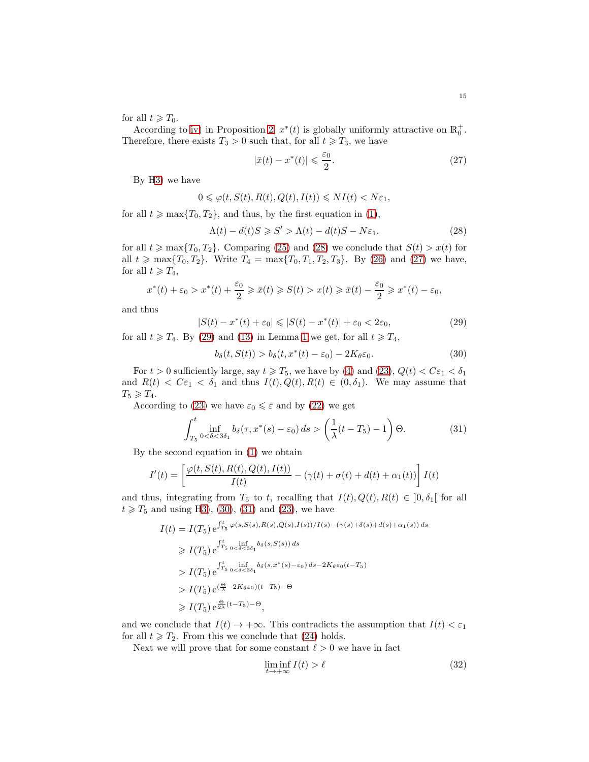for all $t \geqslant T_0$.

According to iv) in Proposition 2, $x^*(t)$ is globally uniformly attractive on $\mathbb{R}_0^+$. Therefore, there exists $T_3 > 0$ such that, for all $t \geqslant T_3$, we have

$$|\bar{x}(t) - x^*(t)| \leqslant \frac{\varepsilon_0}{2}. \tag{27}$$

By H3) we have

$$0 \leqslant \varphi(t, S(t), R(t), Q(t), I(t)) \leqslant NI(t) < N\varepsilon_1,$$

for all $t \geqslant \max\{T_0, T_2\}$, and thus, by the first equation in (1),

$$\Lambda(t) - d(t)S \geqslant S' > \Lambda(t) - d(t)S - N\varepsilon_1. \tag{28}$$

for all $t \geqslant \max\{T_0, T_2\}$. Comparing (25) and (28) we conclude that $S(t) > x(t)$ for all $t \geqslant \max\{T_0, T_2\}$. Write $T_4 = \max\{T_0, T_1, T_2, T_3\}$. By (26) and (27) we have, for all $t \geqslant T_4$,

$$x^*(t) + \varepsilon_0 > x^*(t) + \frac{\varepsilon_0}{2} \geqslant \bar{x}(t) \geqslant S(t) > x(t) \geqslant \bar{x}(t) - \frac{\varepsilon_0}{2} \geqslant x^*(t) - \varepsilon_0,$$

and thus

$$|S(t) - x^*(t) + \varepsilon_0| \leqslant |S(t) - x^*(t)| + \varepsilon_0 < 2\varepsilon_0, \tag{29}$$

for all $t \geqslant T_4$. By (29) and (13) in Lemma 1 we get, for all $t \geqslant T_4$,

$$b_\delta(t, S(t)) > b_\delta(t, x^*(t) - \varepsilon_0) - 2K_\theta\varepsilon_0. \tag{30}$$

For $t > 0$ sufficiently large, say $t \geqslant T_5$, we have by (4) and (23), $Q(t) < C\varepsilon_1 < \delta_1$ and $R(t) < C\varepsilon_1 < \delta_1$ and thus $I(t), Q(t), R(t) \in (0, \delta_1)$. We may assume that $T_5 \geqslant T_4$.

According to (23) we have $\varepsilon_0 \leqslant \bar{\varepsilon}$ and by (22) we get

$$\int_{T_5}^{t} \inf_{0<\delta<3\delta_1} b_\delta(\tau, x^*(s) - \varepsilon_0)\, ds > \left(\frac{1}{\lambda}(t - T_5) - 1\right)\Theta. \tag{31}$$

By the second equation in (1) we obtain

$$I'(t) = \left[\frac{\varphi(t, S(t), R(t), Q(t), I(t))}{I(t)} - (\gamma(t) + \sigma(t) + d(t) + \alpha_1(t))\right] I(t)$$

and thus, integrating from $T_5$ to $t$, recalling that $I(t), Q(t), R(t) \in \,]0, \delta_1[$ for all $t \geqslant T_5$ and using H3), (30), (31) and (23), we have

$$\begin{aligned}
I(t) &= I(T_5)\,\mathrm{e}^{\int_{T_5}^{t} \varphi(s,S(s),R(s),Q(s),I(s))/I(s) - (\gamma(s)+\delta(s)+d(s)+\alpha_1(s))\,ds} \\
&\geqslant I(T_5)\,\mathrm{e}^{\int_{T_5}^{t} \inf_{0<\delta<3\delta_1} b_\delta(s,S(s))\,ds} \\
&> I(T_5)\,\mathrm{e}^{\int_{T_5}^{t} \inf_{0<\delta<3\delta_1} b_\delta(s,x^*(s)-\varepsilon_0)\,ds - 2K_\theta\varepsilon_0(t-T_5)} \\
&> I(T_5)\,\mathrm{e}^{(\frac{\Theta}{\lambda} - 2K_\theta\varepsilon_0)(t-T_5) - \Theta} \\
&\geqslant I(T_5)\,\mathrm{e}^{\frac{\Theta}{2\lambda}(t-T_5) - \Theta},
\end{aligned}$$

and we conclude that $I(t) \to +\infty$. This contradicts the assumption that $I(t) < \varepsilon_1$ for all $t \geqslant T_2$. From this we conclude that (24) holds.

Next we will prove that for some constant $\ell > 0$ we have in fact

$$\liminf_{t \to +\infty} I(t) > \ell \tag{32}$$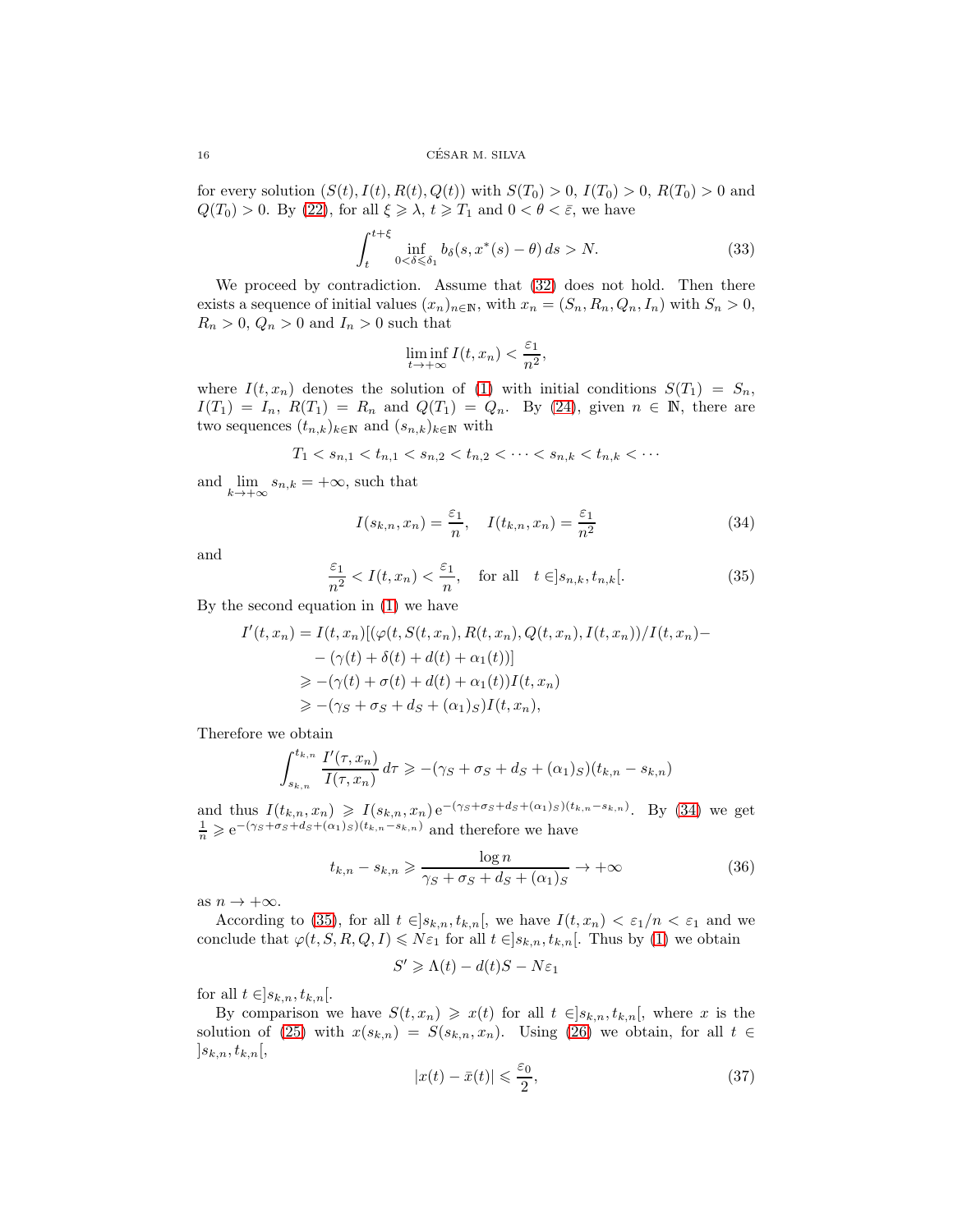for every solution $(S(t), I(t), R(t), Q(t))$ with $S(T_0) > 0$, $I(T_0) > 0$, $R(T_0) > 0$ and $Q(T_0) > 0$. By (22), for all $\xi \geqslant \lambda$, $t \geqslant T_1$ and $0 < \theta < \bar{\varepsilon}$, we have

$$\int_t^{t+\xi} \inf_{0<\delta\leqslant\delta_1} b_\delta(s, x^*(s) - \theta)\, ds > N. \tag{33}$$

We proceed by contradiction. Assume that (32) does not hold. Then there exists a sequence of initial values $(x_n)_{n\in\mathbb{N}}$, with $x_n = (S_n, R_n, Q_n, I_n)$ with $S_n > 0$, $R_n > 0$, $Q_n > 0$ and $I_n > 0$ such that

$$\liminf_{t\to+\infty} I(t, x_n) < \frac{\varepsilon_1}{n^2},$$

where $I(t, x_n)$ denotes the solution of (1) with initial conditions $S(T_1) = S_n$, $I(T_1) = I_n$, $R(T_1) = R_n$ and $Q(T_1) = Q_n$. By (24), given $n \in \mathbb{N}$, there are two sequences $(t_{n,k})_{k\in\mathbb{N}}$ and $(s_{n,k})_{k\in\mathbb{N}}$ with

$$T_1 < s_{n,1} < t_{n,1} < s_{n,2} < t_{n,2} < \cdots < s_{n,k} < t_{n,k} < \cdots$$

and $\lim\limits_{k\to+\infty} s_{n,k} = +\infty$, such that

$$I(s_{k,n}, x_n) = \frac{\varepsilon_1}{n}, \quad I(t_{k,n}, x_n) = \frac{\varepsilon_1}{n^2} \tag{34}$$

and

$$\frac{\varepsilon_1}{n^2} < I(t, x_n) < \frac{\varepsilon_1}{n}, \quad \text{for all} \quad t \in ]s_{n,k}, t_{n,k}[. \tag{35}$$

By the second equation in (1) we have

$$\begin{aligned}
I'(t, x_n) &= I(t, x_n)[(\varphi(t, S(t, x_n), R(t, x_n), Q(t, x_n), I(t, x_n))/I(t, x_n) - \\
&\quad - (\gamma(t) + \delta(t) + d(t) + \alpha_1(t))] \\
&\geqslant -(\gamma(t) + \sigma(t) + d(t) + \alpha_1(t))I(t, x_n) \\
&\geqslant -(\gamma_S + \sigma_S + d_S + (\alpha_1)_S)I(t, x_n),
\end{aligned}$$

Therefore we obtain

$$\int_{s_{k,n}}^{t_{k,n}} \frac{I'(\tau, x_n)}{I(\tau, x_n)}\, d\tau \geqslant -(\gamma_S + \sigma_S + d_S + (\alpha_1)_S)(t_{k,n} - s_{k,n})$$

and thus $I(t_{k,n}, x_n) \geqslant I(s_{k,n}, x_n)\, \mathrm{e}^{-(\gamma_S+\sigma_S+d_S+(\alpha_1)_S)(t_{k,n}-s_{k,n})}$. By (34) we get $\frac{1}{n} \geqslant \mathrm{e}^{-(\gamma_S+\sigma_S+d_S+(\alpha_1)_S)(t_{k,n}-s_{k,n})}$ and therefore we have

$$t_{k,n} - s_{k,n} \geqslant \frac{\log n}{\gamma_S + \sigma_S + d_S + (\alpha_1)_S} \to +\infty \tag{36}$$

as $n \to +\infty$.

According to (35), for all $t \in ]s_{k,n}, t_{k,n}[$, we have $I(t, x_n) < \varepsilon_1/n < \varepsilon_1$ and we conclude that $\varphi(t, S, R, Q, I) \leqslant N\varepsilon_1$ for all $t \in ]s_{k,n}, t_{k,n}[$. Thus by (1) we obtain

$$S' \geqslant \Lambda(t) - d(t)S - N\varepsilon_1$$

for all $t \in ]s_{k,n}, t_{k,n}[$.

By comparison we have $S(t, x_n) \geqslant x(t)$ for all $t \in ]s_{k,n}, t_{k,n}[$, where $x$ is the solution of (25) with $x(s_{k,n}) = S(s_{k,n}, x_n)$. Using (26) we obtain, for all $t \in ]s_{k,n}, t_{k,n}[$,

$$|x(t) - \bar{x}(t)| \leqslant \frac{\varepsilon_0}{2}, \tag{37}$$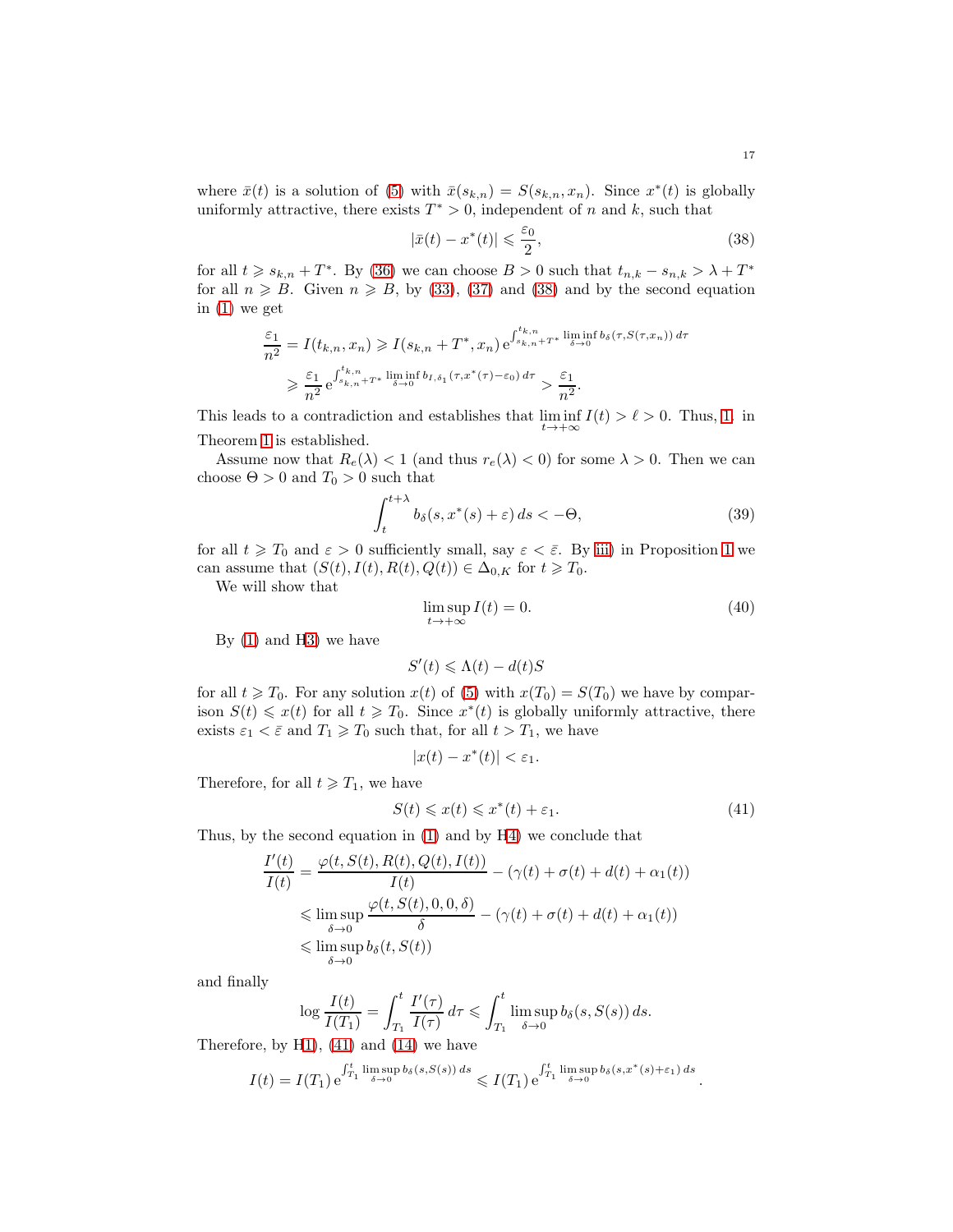where $\bar{x}(t)$ is a solution of (5) with $\bar{x}(s_{k,n}) = S(s_{k,n}, x_n)$. Since $x^*(t)$ is globally uniformly attractive, there exists $T^* > 0$, independent of $n$ and $k$, such that

$$|\bar{x}(t) - x^*(t)| \leqslant \frac{\varepsilon_0}{2}, \tag{38}$$

for all $t \geqslant s_{k,n} + T^*$. By (36) we can choose $B > 0$ such that $t_{n,k} - s_{n,k} > \lambda + T^*$ for all $n \geqslant B$. Given $n \geqslant B$, by (33), (37) and (38) and by the second equation in (1) we get

$$\begin{aligned}\frac{\varepsilon_1}{n^2} = I(t_{k,n}, x_n) &\geqslant I(s_{k,n} + T^*, x_n)\, \mathrm{e}^{\int_{s_{k,n}+T^*}^{t_{k,n}} \liminf\limits_{\delta \to 0} b_\delta(\tau, S(\tau, x_n))\, d\tau} \\ &\geqslant \frac{\varepsilon_1}{n^2}\, \mathrm{e}^{\int_{s_{k,n}+T^*}^{t_{k,n}} \liminf\limits_{\delta \to 0} b_{I,\delta_1}(\tau, x^*(\tau) - \varepsilon_0)\, d\tau} > \frac{\varepsilon_1}{n^2}.\end{aligned}$$

This leads to a contradiction and establishes that $\liminf\limits_{t \to +\infty} I(t) > \ell > 0$. Thus, 1. in Theorem 1 is established.

Assume now that $R_e(\lambda) < 1$ (and thus $r_e(\lambda) < 0$) for some $\lambda > 0$. Then we can choose $\Theta > 0$ and $T_0 > 0$ such that

$$\int_t^{t+\lambda} b_\delta(s, x^*(s) + \varepsilon)\, ds < -\Theta, \tag{39}$$

for all $t \geqslant T_0$ and $\varepsilon > 0$ sufficiently small, say $\varepsilon < \bar{\varepsilon}$. By iii) in Proposition 1 we can assume that $(S(t), I(t), R(t), Q(t)) \in \Delta_{0,K}$ for $t \geqslant T_0$.

We will show that

$$\limsup_{t \to +\infty} I(t) = 0. \tag{40}$$

By (1) and H3) we have

$$S'(t) \leqslant \Lambda(t) - d(t) S$$

for all $t \geqslant T_0$. For any solution $x(t)$ of (5) with $x(T_0) = S(T_0)$ we have by comparison $S(t) \leqslant x(t)$ for all $t \geqslant T_0$. Since $x^*(t)$ is globally uniformly attractive, there exists $\varepsilon_1 < \bar{\varepsilon}$ and $T_1 \geqslant T_0$ such that, for all $t > T_1$, we have

$$|x(t) - x^*(t)| < \varepsilon_1.$$

Therefore, for all $t \geqslant T_1$, we have

$$S(t) \leqslant x(t) \leqslant x^*(t) + \varepsilon_1. \tag{41}$$

Thus, by the second equation in (1) and by H4) we conclude that

$$\begin{aligned}\frac{I'(t)}{I(t)} &= \frac{\varphi(t, S(t), R(t), Q(t), I(t))}{I(t)} - (\gamma(t) + \sigma(t) + d(t) + \alpha_1(t)) \\ &\leqslant \limsup_{\delta \to 0} \frac{\varphi(t, S(t), 0, 0, \delta)}{\delta} - (\gamma(t) + \sigma(t) + d(t) + \alpha_1(t)) \\ &\leqslant \limsup_{\delta \to 0} b_\delta(t, S(t))\end{aligned}$$

and finally

$$\log \frac{I(t)}{I(T_1)} = \int_{T_1}^t \frac{I'(\tau)}{I(\tau)}\, d\tau \leqslant \int_{T_1}^t \limsup_{\delta \to 0} b_\delta(s, S(s))\, ds.$$

Therefore, by H1), (41) and (14) we have

$$I(t) = I(T_1)\, \mathrm{e}^{\int_{T_1}^t \limsup\limits_{\delta \to 0} b_\delta(s, S(s))\, ds} \leqslant I(T_1)\, \mathrm{e}^{\int_{T_1}^t \limsup\limits_{\delta \to 0} b_\delta(s, x^*(s) + \varepsilon_1)\, ds}.$$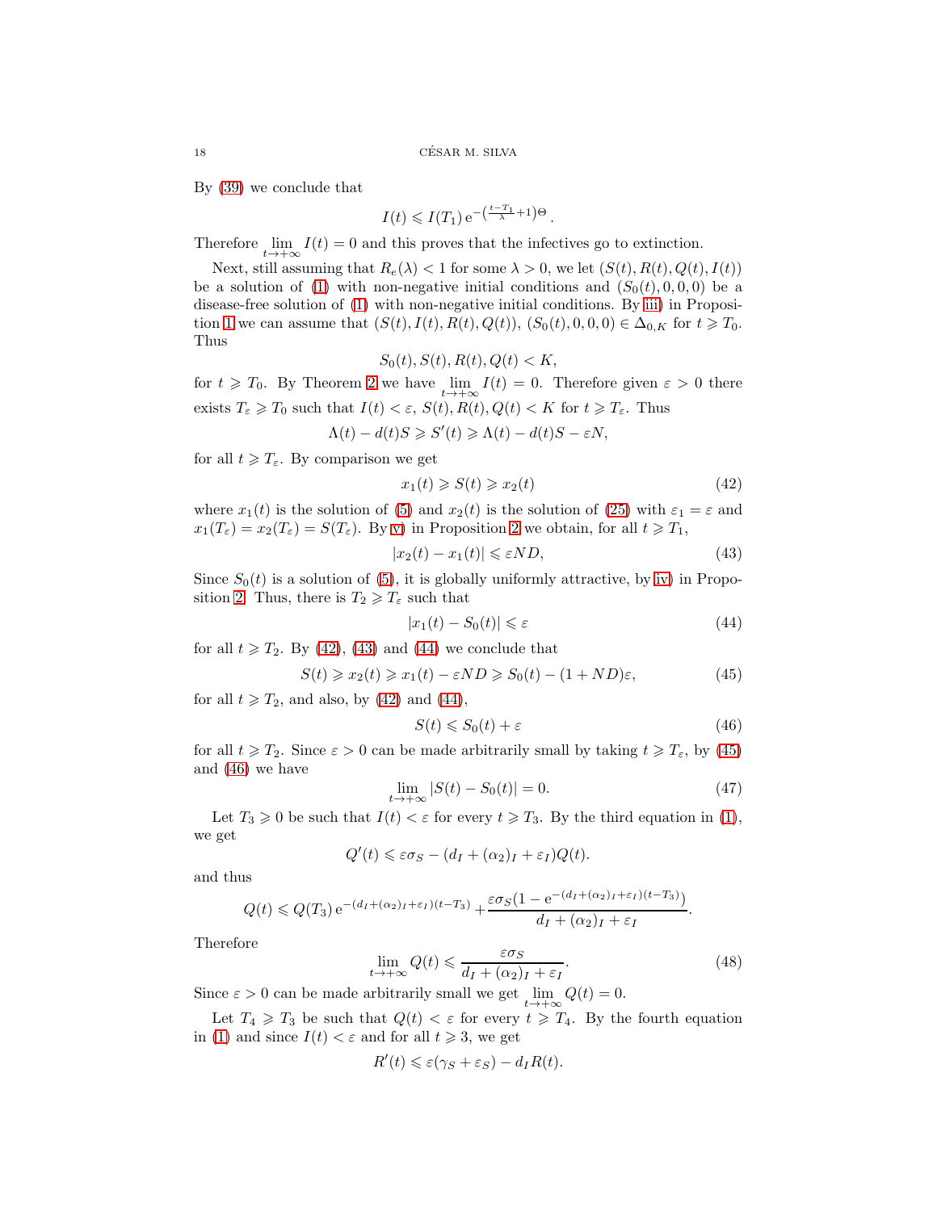By (39) we conclude that

$$I(t) \leqslant I(T_1)\, \mathrm{e}^{-\left(\frac{t-T_1}{\lambda}+1\right)\Theta}.$$

Therefore $\lim_{t\to+\infty} I(t) = 0$ and this proves that the infectives go to extinction.

Next, still assuming that $R_e(\lambda) < 1$ for some $\lambda > 0$, we let $(S(t), R(t), Q(t), I(t))$ be a solution of (1) with non-negative initial conditions and $(S_0(t), 0, 0, 0)$ be a disease-free solution of (1) with non-negative initial conditions. By iii) in Proposition 1 we can assume that $(S(t), I(t), R(t), Q(t))$, $(S_0(t), 0, 0, 0) \in \Delta_{0,K}$ for $t \geqslant T_0$. Thus

$$S_0(t), S(t), R(t), Q(t) < K,$$

for $t \geqslant T_0$. By Theorem 2 we have $\lim_{t\to+\infty} I(t) = 0$. Therefore given $\varepsilon > 0$ there exists $T_\varepsilon \geqslant T_0$ such that $I(t) < \varepsilon$, $S(t), R(t), Q(t) < K$ for $t \geqslant T_\varepsilon$. Thus

$$\Lambda(t) - d(t)S \geqslant S'(t) \geqslant \Lambda(t) - d(t)S - \varepsilon N,$$

for all $t \geqslant T_\varepsilon$. By comparison we get

$$x_1(t) \geqslant S(t) \geqslant x_2(t) \tag{42}$$

where $x_1(t)$ is the solution of (5) and $x_2(t)$ is the solution of (25) with $\varepsilon_1 = \varepsilon$ and $x_1(T_\varepsilon) = x_2(T_\varepsilon) = S(T_\varepsilon)$. By v) in Proposition 2 we obtain, for all $t \geqslant T_1$,

$$|x_2(t) - x_1(t)| \leqslant \varepsilon N D, \tag{43}$$

Since $S_0(t)$ is a solution of (5), it is globally uniformly attractive, by iv) in Proposition 2. Thus, there is $T_2 \geqslant T_\varepsilon$ such that

$$|x_1(t) - S_0(t)| \leqslant \varepsilon \tag{44}$$

for all $t \geqslant T_2$. By (42), (43) and (44) we conclude that

$$S(t) \geqslant x_2(t) \geqslant x_1(t) - \varepsilon N D \geqslant S_0(t) - (1 + ND)\varepsilon, \tag{45}$$

for all $t \geqslant T_2$, and also, by (42) and (44),

$$S(t) \leqslant S_0(t) + \varepsilon \tag{46}$$

for all $t \geqslant T_2$. Since $\varepsilon > 0$ can be made arbitrarily small by taking $t \geqslant T_\varepsilon$, by (45) and (46) we have

$$\lim_{t\to+\infty} |S(t) - S_0(t)| = 0. \tag{47}$$

Let $T_3 \geqslant 0$ be such that $I(t) < \varepsilon$ for every $t \geqslant T_3$. By the third equation in (1), we get

$$Q'(t) \leqslant \varepsilon\sigma_S - (d_I + (\alpha_2)_I + \varepsilon_I)Q(t).$$

and thus

$$Q(t) \leqslant Q(T_3)\, \mathrm{e}^{-(d_I+(\alpha_2)_I+\varepsilon_I)(t-T_3)} + \frac{\varepsilon\sigma_S(1 - \mathrm{e}^{-(d_I+(\alpha_2)_I+\varepsilon_I)(t-T_3)})}{d_I + (\alpha_2)_I + \varepsilon_I}.$$

Therefore

$$\lim_{t\to+\infty} Q(t) \leqslant \frac{\varepsilon\sigma_S}{d_I + (\alpha_2)_I + \varepsilon_I}. \tag{48}$$

Since $\varepsilon > 0$ can be made arbitrarily small we get $\lim_{t\to+\infty} Q(t) = 0$.

Let $T_4 \geqslant T_3$ be such that $Q(t) < \varepsilon$ for every $t \geqslant T_4$. By the fourth equation in (1) and since $I(t) < \varepsilon$ and for all $t \geqslant 3$, we get

$$R'(t) \leqslant \varepsilon(\gamma_S + \varepsilon_S) - d_I R(t).$$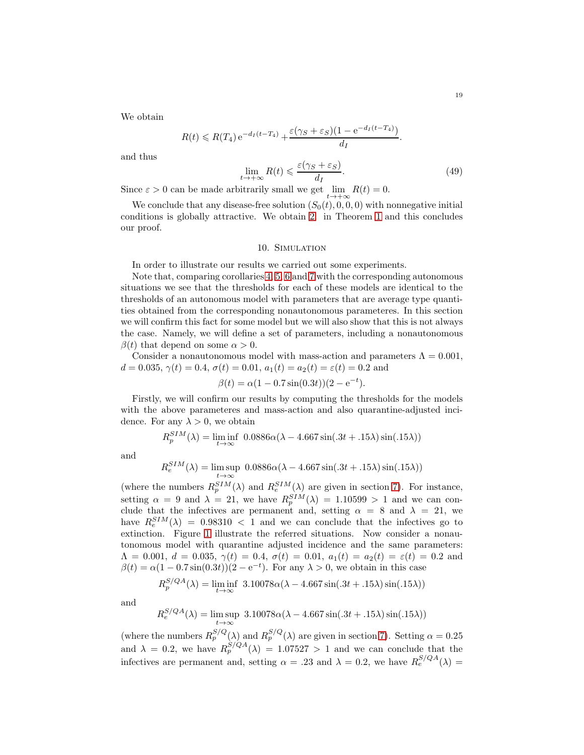We obtain

$$R(t) \leqslant R(T_4)\,\mathrm{e}^{-d_I(t-T_4)} + \frac{\varepsilon(\gamma_S+\varepsilon_S)(1-\mathrm{e}^{-d_I(t-T_4)})}{d_I}.$$

and thus

$$\lim_{t\to+\infty} R(t) \leqslant \frac{\varepsilon(\gamma_S+\varepsilon_S)}{d_I}. \tag{49}$$

Since $\varepsilon > 0$ can be made arbitrarily small we get $\lim_{t\to+\infty} R(t) = 0$.

We conclude that any disease-free solution $(S_0(t), 0, 0, 0)$ with nonnegative initial conditions is globally attractive. We obtain 2. in Theorem 1 and this concludes our proof.

## 10. Simulation

In order to illustrate our results we carried out some experiments.

Note that, comparing corollaries 4, 5, 6 and 7 with the corresponding autonomous situations we see that the thresholds for each of these models are identical to the thresholds of an autonomous model with parameters that are average type quantities obtained from the corresponding nonautonomous parameteres. In this section we will confirm this fact for some model but we will also show that this is not always the case. Namely, we will define a set of parameters, including a nonautonomous $\beta(t)$ that depend on some $\alpha > 0$.

Consider a nonautonomous model with mass-action and parameters $\Lambda = 0.001$, $d = 0.035$, $\gamma(t) = 0.4$, $\sigma(t) = 0.01$, $a_1(t) = a_2(t) = \varepsilon(t) = 0.2$ and

$$\beta(t) = \alpha(1 - 0.7\sin(0.3t))(2 - \mathrm{e}^{-t}).$$

Firstly, we will confirm our results by computing the thresholds for the models with the above parameteres and mass-action and also quarantine-adjusted incidence. For any $\lambda > 0$, we obtain

$$R_p^{SIM}(\lambda) = \liminf_{t\to\infty}\ 0.0886\alpha(\lambda - 4.667\sin(.3t + .15\lambda)\sin(.15\lambda))$$

and

$$R_e^{SIM}(\lambda) = \limsup_{t\to\infty}\ 0.0886\alpha(\lambda - 4.667\sin(.3t + .15\lambda)\sin(.15\lambda))$$

(where the numbers $R_p^{SIM}(\lambda)$ and $R_e^{SIM}(\lambda)$ are given in section 7). For instance, setting $\alpha = 9$ and $\lambda = 21$, we have $R_p^{SIM}(\lambda) = 1.10599 > 1$ and we can conclude that the infectives are permanent and, setting $\alpha = 8$ and $\lambda = 21$, we have $R_e^{SIM}(\lambda) = 0.98310 < 1$ and we can conclude that the infectives go to extinction. Figure 1 illustrate the referred situations. Now consider a nonautonomous model with quarantine adjusted incidence and the same parameters: $\Lambda = 0.001$, $d = 0.035$, $\gamma(t) = 0.4$, $\sigma(t) = 0.01$, $a_1(t) = a_2(t) = \varepsilon(t) = 0.2$ and $\beta(t) = \alpha(1 - 0.7\sin(0.3t))(2 - \mathrm{e}^{-t})$. For any $\lambda > 0$, we obtain in this case

$$R_p^{S/QA}(\lambda) = \liminf_{t\to\infty}\ 3.10078\alpha(\lambda - 4.667\sin(.3t + .15\lambda)\sin(.15\lambda))$$

and

$$R_e^{S/QA}(\lambda) = \limsup_{t\to\infty}\ 3.10078\alpha(\lambda - 4.667\sin(.3t + .15\lambda)\sin(.15\lambda))$$

(where the numbers $R_p^{S/Q}(\lambda)$ and $R_p^{S/Q}(\lambda)$ are given in section 7). Setting $\alpha = 0.25$ and $\lambda = 0.2$, we have $R_p^{S/QA}(\lambda) = 1.07527 > 1$ and we can conclude that the infectives are permanent and, setting $\alpha = .23$ and $\lambda = 0.2$, we have $R_e^{S/QA}(\lambda) =$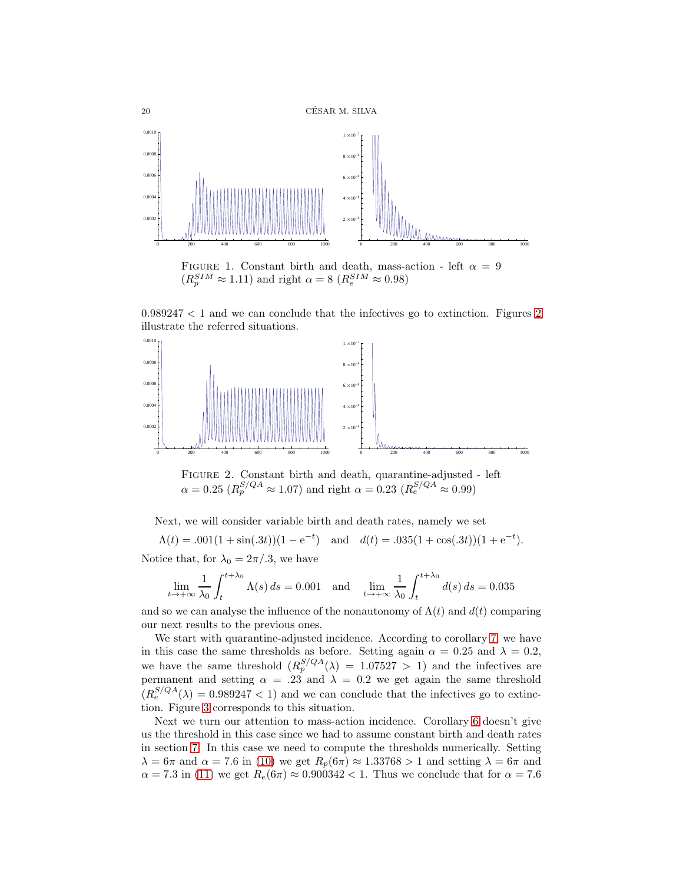FIGURE 1. Constant birth and death, mass-action - left $\alpha = 9$ ($R_p^{SIM} \approx 1.11$) and right $\alpha = 8$ ($R_e^{SIM} \approx 0.98$)

$0.989247 < 1$ and we can conclude that the infectives go to extinction. Figures 2 illustrate the referred situations.

FIGURE 2. Constant birth and death, quarantine-adjusted - left $\alpha = 0.25$ ($R_p^{S/QA} \approx 1.07$) and right $\alpha = 0.23$ ($R_e^{S/QA} \approx 0.99$)

Next, we will consider variable birth and death rates, namely we set

$$\Lambda(t) = .001(1+\sin(.3t))(1-\mathrm{e}^{-t}) \quad \text{and} \quad d(t) = .035(1+\cos(.3t))(1+\mathrm{e}^{-t}).$$

Notice that, for $\lambda_0 = 2\pi/.3$, we have

$$\lim_{t\to+\infty} \frac{1}{\lambda_0}\int_t^{t+\lambda_0} \Lambda(s)\,ds = 0.001 \quad \text{and} \quad \lim_{t\to+\infty} \frac{1}{\lambda_0}\int_t^{t+\lambda_0} d(s)\,ds = 0.035$$

and so we can analyse the influence of the nonautonomy of $\Lambda(t)$ and $d(t)$ comparing our next results to the previous ones.

We start with quarantine-adjusted incidence. According to corollary 7, we have in this case the same thresholds as before. Setting again $\alpha = 0.25$ and $\lambda = 0.2$, we have the same threshold ($R_p^{S/QA}(\lambda) = 1.07527 > 1$) and the infectives are permanent and setting $\alpha = .23$ and $\lambda = 0.2$ we get again the same threshold ($R_e^{S/QA}(\lambda) = 0.989247 < 1$) and we can conclude that the infectives go to extinction. Figure 3 corresponds to this situation.

Next we turn our attention to mass-action incidence. Corollary 6 doesn't give us the threshold in this case since we had to assume constant birth and death rates in section 7. In this case we need to compute the thresholds numerically. Setting $\lambda = 6\pi$ and $\alpha = 7.6$ in (10) we get $R_p(6\pi) \approx 1.33768 > 1$ and setting $\lambda = 6\pi$ and $\alpha = 7.3$ in (11) we get $R_e(6\pi) \approx 0.900342 < 1$. Thus we conclude that for $\alpha = 7.6$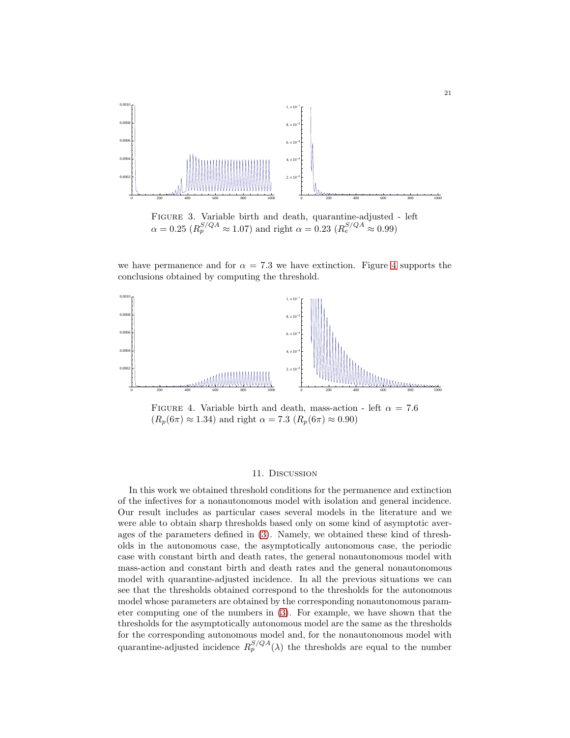FIGURE 3. Variable birth and death, quarantine-adjusted - left $\alpha = 0.25$ ($R_p^{S/QA} \approx 1.07$) and right $\alpha = 0.23$ ($R_e^{S/QA} \approx 0.99$)

we have permanence and for $\alpha = 7.3$ we have extinction. Figure 4 supports the conclusions obtained by computing the threshold.

FIGURE 4. Variable birth and death, mass-action - left $\alpha = 7.6$ ($R_p(6\pi) \approx 1.34$) and right $\alpha = 7.3$ ($R_p(6\pi) \approx 0.90$)

## 11. Discussion

In this work we obtained threshold conditions for the permanence and extinction of the infectives for a nonautonomous model with isolation and general incidence. Our result includes as particular cases several models in the literature and we were able to obtain sharp thresholds based only on some kind of asymptotic averages of the parameters defined in (3). Namely, we obtained these kind of thresholds in the autonomous case, the asymptotically autonomous case, the periodic case with constant birth and death rates, the general nonautonomous model with mass-action and constant birth and death rates and the general nonautonomous model with quarantine-adjusted incidence. In all the previous situations we can see that the thresholds obtained correspond to the thresholds for the autonomous model whose parameters are obtained by the corresponding nonautonomous parameter computing one of the numbers in (3). For example, we have shown that the thresholds for the asymptotically autonomous model are the same as the thresholds for the corresponding autonomous model and, for the nonautonomous model with quarantine-adjusted incidence $R_p^{S/QA}(\lambda)$ the thresholds are equal to the number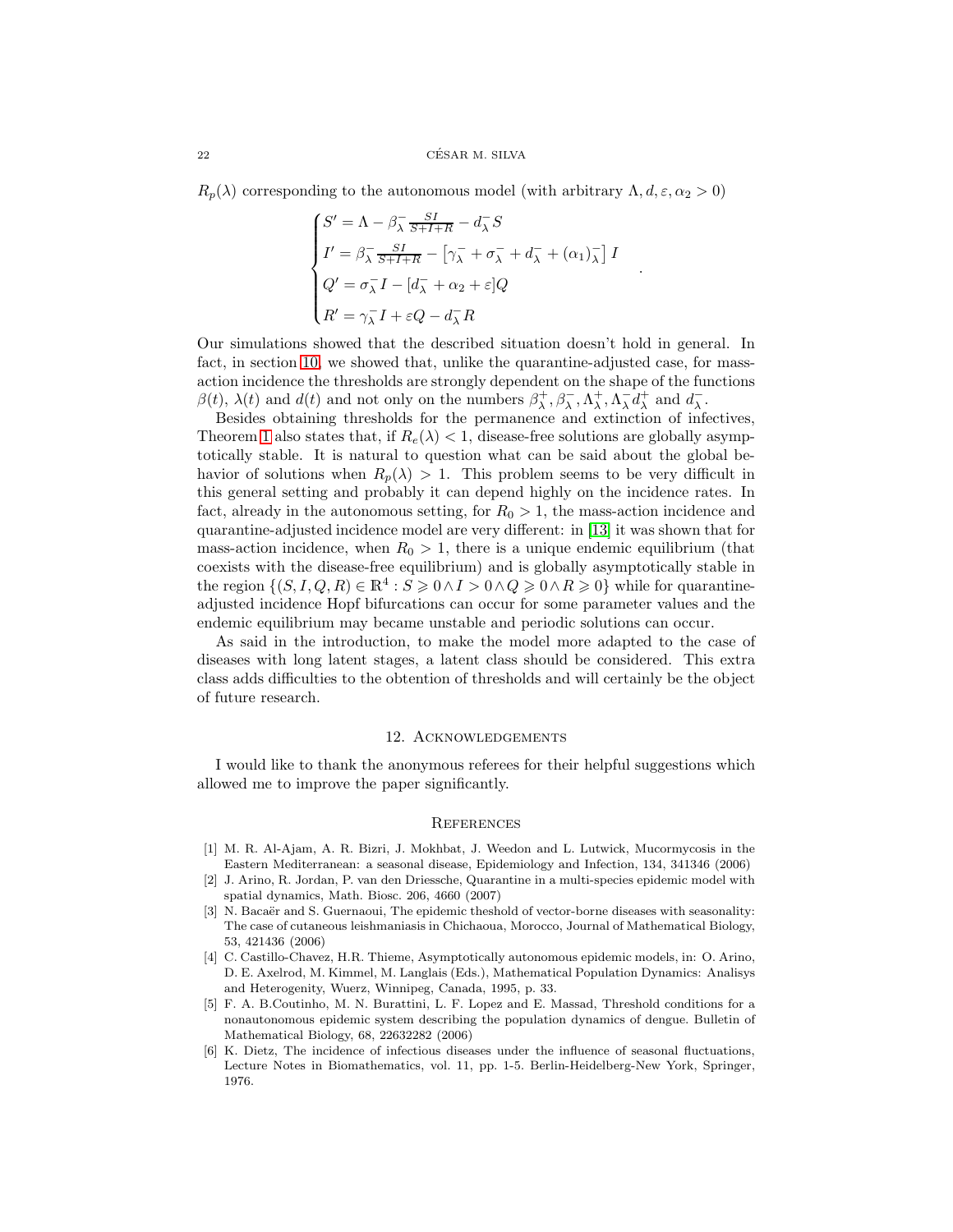$R_p(\lambda)$ corresponding to the autonomous model (with arbitrary $\Lambda, d, \varepsilon, \alpha_2 > 0$)

$$\begin{cases} S' = \Lambda - \beta_\lambda^- \frac{SI}{S+I+R} - d_\lambda^- S \\ I' = \beta_\lambda^- \frac{SI}{S+I+R} - \left[\gamma_\lambda^- + \sigma_\lambda^- + d_\lambda^- + (\alpha_1)_\lambda^-\right] I \\ Q' = \sigma_\lambda^- I - [d_\lambda^- + \alpha_2 + \varepsilon] Q \\ R' = \gamma_\lambda^- I + \varepsilon Q - d_\lambda^- R \end{cases}.$$

Our simulations showed that the described situation doesn't hold in general. In fact, in section 10, we showed that, unlike the quarantine-adjusted case, for mass-action incidence the thresholds are strongly dependent on the shape of the functions $\beta(t)$, $\lambda(t)$ and $d(t)$ and not only on the numbers $\beta_\lambda^+, \beta_\lambda^-, \Lambda_\lambda^+, \Lambda_\lambda^- d_\lambda^+$ and $d_\lambda^-$.

Besides obtaining thresholds for the permanence and extinction of infectives, Theorem 1 also states that, if $R_e(\lambda) < 1$, disease-free solutions are globally asymptotically stable. It is natural to question what can be said about the global behavior of solutions when $R_p(\lambda) > 1$. This problem seems to be very difficult in this general setting and probably it can depend highly on the incidence rates. In fact, already in the autonomous setting, for $R_0 > 1$, the mass-action incidence and quarantine-adjusted incidence model are very different: in [13] it was shown that for mass-action incidence, when $R_0 > 1$, there is a unique endemic equilibrium (that coexists with the disease-free equilibrium) and is globally asymptotically stable in the region $\{(S, I, Q, R) \in \mathbb{R}^4 : S \geqslant 0 \wedge I > 0 \wedge Q \geqslant 0 \wedge R \geqslant 0\}$ while for quarantine-adjusted incidence Hopf bifurcations can occur for some parameter values and the endemic equilibrium may became unstable and periodic solutions can occur.

As said in the introduction, to make the model more adapted to the case of diseases with long latent stages, a latent class should be considered. This extra class adds difficulties to the obtention of thresholds and will certainly be the object of future research.

## 12. Acknowledgements

I would like to thank the anonymous referees for their helpful suggestions which allowed me to improve the paper significantly.

## References

[1] M. R. Al-Ajam, A. R. Bizri, J. Mokhbat, J. Weedon and L. Lutwick, Mucormycosis in the Eastern Mediterranean: a seasonal disease, Epidemiology and Infection, 134, 341346 (2006)

[2] J. Arino, R. Jordan, P. van den Driessche, Quarantine in a multi-species epidemic model with spatial dynamics, Math. Biosc. 206, 4660 (2007)

[3] N. Bacaër and S. Guernaoui, The epidemic theshold of vector-borne diseases with seasonality: The case of cutaneous leishmaniasis in Chichaoua, Morocco, Journal of Mathematical Biology, 53, 421436 (2006)

[4] C. Castillo-Chavez, H.R. Thieme, Asymptotically autonomous epidemic models, in: O. Arino, D. E. Axelrod, M. Kimmel, M. Langlais (Eds.), Mathematical Population Dynamics: Analisys and Heterogenity, Wuerz, Winnipeg, Canada, 1995, p. 33.

[5] F. A. B.Coutinho, M. N. Burattini, L. F. Lopez and E. Massad, Threshold conditions for a nonautonomous epidemic system describing the population dynamics of dengue. Bulletin of Mathematical Biology, 68, 22632282 (2006)

[6] K. Dietz, The incidence of infectious diseases under the influence of seasonal fluctuations, Lecture Notes in Biomathematics, vol. 11, pp. 1-5. Berlin-Heidelberg-New York, Springer, 1976.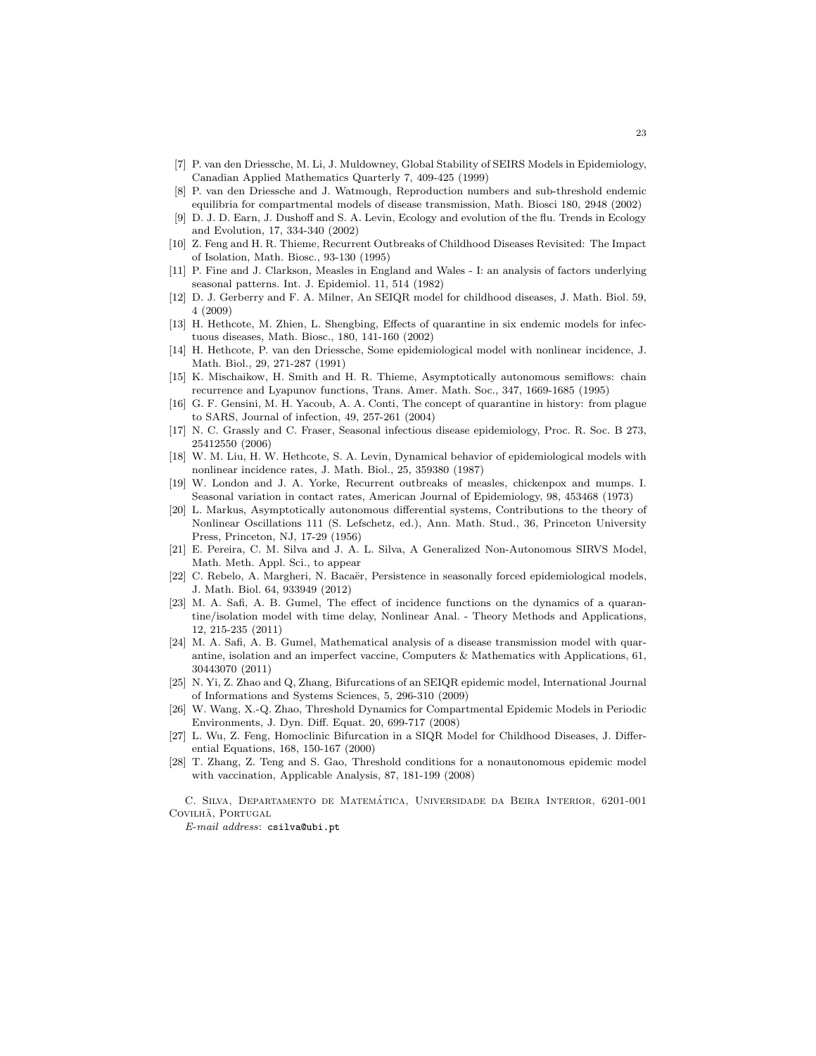[7] P. van den Driessche, M. Li, J. Muldowney, Global Stability of SEIRS Models in Epidemiology, Canadian Applied Mathematics Quarterly 7, 409-425 (1999)

[8] P. van den Driessche and J. Watmough, Reproduction numbers and sub-threshold endemic equilibria for compartmental models of disease transmission, Math. Biosci 180, 2948 (2002)

[9] D. J. D. Earn, J. Dushoff and S. A. Levin, Ecology and evolution of the flu. Trends in Ecology and Evolution, 17, 334-340 (2002)

[10] Z. Feng and H. R. Thieme, Recurrent Outbreaks of Childhood Diseases Revisited: The Impact of Isolation, Math. Biosc., 93-130 (1995)

[11] P. Fine and J. Clarkson, Measles in England and Wales - I: an analysis of factors underlying seasonal patterns. Int. J. Epidemiol. 11, 514 (1982)

[12] D. J. Gerberry and F. A. Milner, An SEIQR model for childhood diseases, J. Math. Biol. 59, 4 (2009)

[13] H. Hethcote, M. Zhien, L. Shengbing, Effects of quarantine in six endemic models for infectuous diseases, Math. Biosc., 180, 141-160 (2002)

[14] H. Hethcote, P. van den Driessche, Some epidemiological model with nonlinear incidence, J. Math. Biol., 29, 271-287 (1991)

[15] K. Mischaikow, H. Smith and H. R. Thieme, Asymptotically autonomous semiflows: chain recurrence and Lyapunov functions, Trans. Amer. Math. Soc., 347, 1669-1685 (1995)

[16] G. F. Gensini, M. H. Yacoub, A. A. Conti, The concept of quarantine in history: from plague to SARS, Journal of infection, 49, 257-261 (2004)

[17] N. C. Grassly and C. Fraser, Seasonal infectious disease epidemiology, Proc. R. Soc. B 273, 25412550 (2006)

[18] W. M. Liu, H. W. Hethcote, S. A. Levin, Dynamical behavior of epidemiological models with nonlinear incidence rates, J. Math. Biol., 25, 359380 (1987)

[19] W. London and J. A. Yorke, Recurrent outbreaks of measles, chickenpox and mumps. I. Seasonal variation in contact rates, American Journal of Epidemiology, 98, 453468 (1973)

[20] L. Markus, Asymptotically autonomous differential systems, Contributions to the theory of Nonlinear Oscillations 111 (S. Lefschetz, ed.), Ann. Math. Stud., 36, Princeton University Press, Princeton, NJ, 17-29 (1956)

[21] E. Pereira, C. M. Silva and J. A. L. Silva, A Generalized Non-Autonomous SIRVS Model, Math. Meth. Appl. Sci., to appear

[22] C. Rebelo, A. Margheri, N. Bacaër, Persistence in seasonally forced epidemiological models, J. Math. Biol. 64, 933949 (2012)

[23] M. A. Safi, A. B. Gumel, The effect of incidence functions on the dynamics of a quarantine/isolation model with time delay, Nonlinear Anal. - Theory Methods and Applications, 12, 215-235 (2011)

[24] M. A. Safi, A. B. Gumel, Mathematical analysis of a disease transmission model with quarantine, isolation and an imperfect vaccine, Computers & Mathematics with Applications, 61, 30443070 (2011)

[25] N. Yi, Z. Zhao and Q, Zhang, Bifurcations of an SEIQR epidemic model, International Journal of Informations and Systems Sciences, 5, 296-310 (2009)

[26] W. Wang, X.-Q. Zhao, Threshold Dynamics for Compartmental Epidemic Models in Periodic Environments, J. Dyn. Diff. Equat. 20, 699-717 (2008)

[27] L. Wu, Z. Feng, Homoclinic Bifurcation in a SIQR Model for Childhood Diseases, J. Differential Equations, 168, 150-167 (2000)

[28] T. Zhang, Z. Teng and S. Gao, Threshold conditions for a nonautonomous epidemic model with vaccination, Applicable Analysis, 87, 181-199 (2008)

C. Silva, Departamento de Matemática, Universidade da Beira Interior, 6201-001 Covilhã, Portugal

*E-mail address*: csilva@ubi.pt